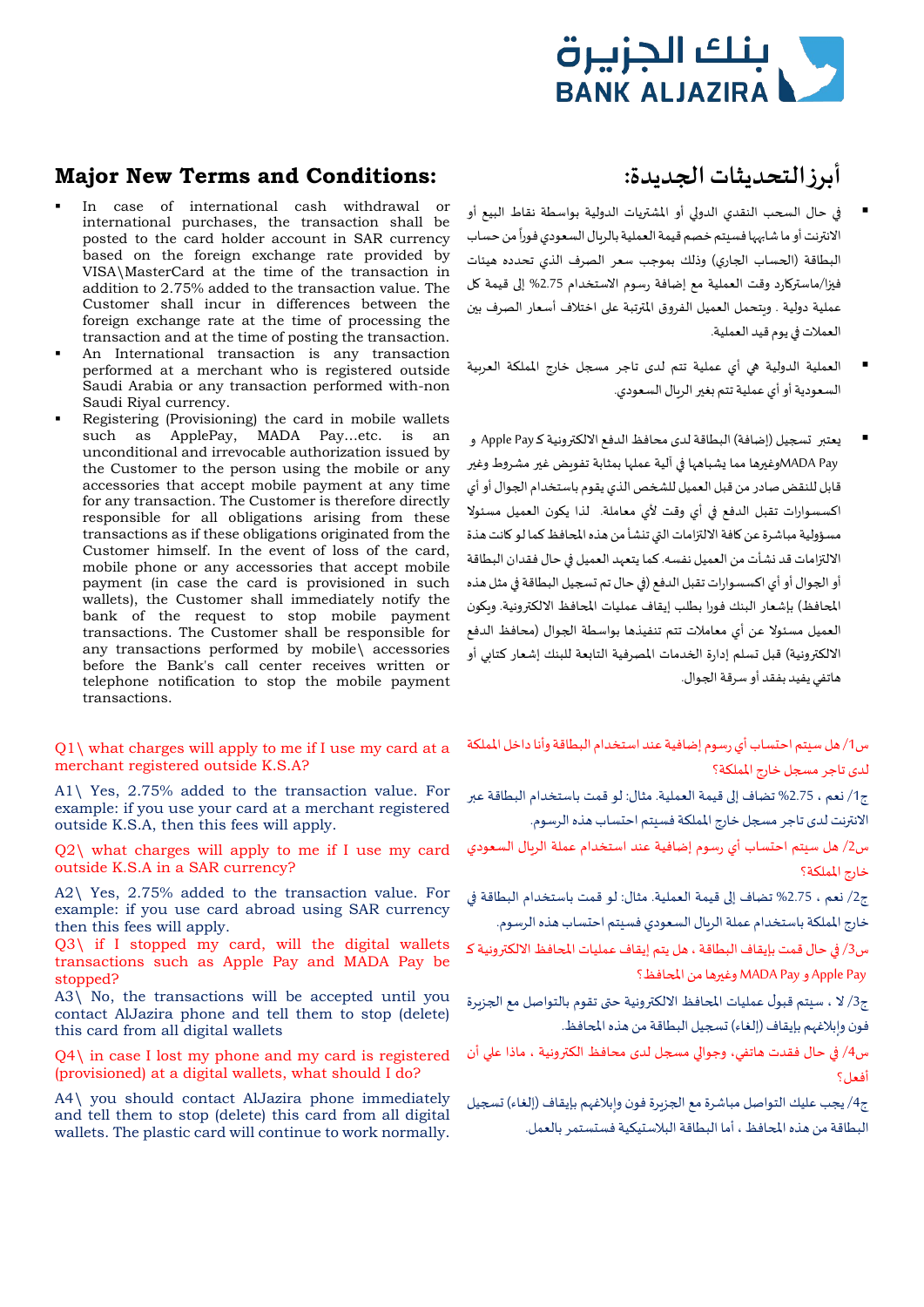بنك الجزيرة
BANK ALJAZIRA

## Major New Terms and Conditions:

- In case of international cash withdrawal or international purchases, the transaction shall be posted to the card holder account in SAR currency based on the foreign exchange rate provided by VISA\MasterCard at the time of the transaction in addition to 2.75% added to the transaction value. The Customer shall incur in differences between the foreign exchange rate at the time of processing the transaction and at the time of posting the transaction.
- An International transaction is any transaction performed at a merchant who is registered outside Saudi Arabia or any transaction performed with-non Saudi Riyal currency.
- Registering (Provisioning) the card in mobile wallets such as ApplePay, MADA Pay…etc. is an unconditional and irrevocable authorization issued by the Customer to the person using the mobile or any accessories that accept mobile payment at any time for any transaction. The Customer is therefore directly responsible for all obligations arising from these transactions as if these obligations originated from the Customer himself. In the event of loss of the card, mobile phone or any accessories that accept mobile payment (in case the card is provisioned in such wallets), the Customer shall immediately notify the bank to the request to stop mobile payment transactions. The Customer shall be responsible for any transactions performed by mobile\ accessories before the Bank's call center receives written or telephone notification to stop the mobile payment transactions.

Q1\ what charges will apply to me if I use my card at a merchant registered outside K.S.A?

A1\ Yes, 2.75% added to the transaction value. For example: if you use your card at a merchant registered outside K.S.A, then this fees will apply.

Q2\ what charges will apply to me if I use my card outside K.S.A in a SAR currency?

A2\ Yes, 2.75% added to the transaction value. For example: if you use card abroad using SAR currency then this fees will apply.

Q3\ if I stopped my card, will the digital wallets transactions such as Apple Pay and MADA Pay be stopped?

A3\ No, the transactions will be accepted until you contact AlJazira phone and tell them to stop (delete) this card from all digital wallets

Q4\ in case I lost my phone and my card is registered (provisioned) at a digital wallets, what should I do?

A4\ you should contact AlJazira phone immediately and tell them to stop (delete) this card from all digital wallets. The plastic card will continue to work normally.

## أبرز التحديثات الجديدة:

- في حال السحب النقدي الدولي أو المشتريات الدولية بواسطة نقاط البيع أو الانترنت أو ما شابهها فسيتم خصم قيمة العملية بالريال السعودي فوراً من حساب البطاقة (الحساب الجاري) وذلك بموجب سعر الصرف الذي تحدده هيئات فيزا/ماستركارد وقت العملية مع إضافة رسوم الاستخدام 2.75% إلى قيمة كل عملية دولية . ويتحمل العميل الفروق المترتبة على اختلاف أسعار الصرف بين العملات في يوم قيد العملية.
- العملية الدولية هي أي عملية تتم لدى تاجر مسجل خارج المملكة العربية السعودية أو أي عملية تتم بغير الريال السعودي.
- يعتبر تسجيل (إضافة) البطاقة لدى محافظ الدفع الالكترونية كـ Apple Pay و MADA Pay وغيرها مما يشابهها في آلية عملها بمثابة تفويض غير مشروط وغير قابل للنقض صادر من قبل العميل للشخص الذي يقوم باستخدام الجوال أو أي اكسسوارات تقبل الدفع في أي وقت لأي معاملة. لذا يكون العميل مسئولا مسؤولية مباشرة عن كافة الالتزامات التي تنشأ من هذه المحافظ كما لو كانت هذه الالتزامات قد نشأت من العميل نفسه. كما يتعهد العميل في حال فقدان البطاقة أو الجوال أو أي اكسسوارات تقبل الدفع (في حال تم تسجيل البطاقة في مثل هذه المحافظ) بإشعار البنك فورا بطلب إيقاف عمليات المحافظ الالكترونية. ويكون العميل مسئولا عن أي معاملات تتم تنفيذها بواسطة الجوال (محافظ الدفع الالكترونية) قبل تسلم إدارة الخدمات المصرفية التابعة للبنك إشعار كتابي أو هاتفي يفيد بفقد أو سرقة الجوال.

س1/ هل سيتم احتساب أي رسوم إضافية عند استخدام البطاقة وأنا داخل المملكة لدى تاجر مسجل خارج المملكة؟

ج1/ نعم ، 2.75% تضاف إلى قيمة العملية. مثال: لو قمت باستخدام البطاقة عبر الانترنت لدى تاجر مسجل خارج المملكة فسيتم احتساب هذه الرسوم.

س2/ هل سيتم احتساب أي رسوم إضافية عند استخدام عملة الريال السعودي خارج المملكة؟

ج2/ نعم ، 2.75% تضاف إلى قيمة العملية. مثال: لو قمت باستخدام البطاقة في خارج المملكة باستخدام عملة الريال السعودي فسيتم احتساب هذه الرسوم.

س3/ في حال قمت بإيقاف البطاقة ، هل يتم إيقاف عمليات المحافظ الالكترونية كـ Apple Pay و MADA Pay وغيرها من المحافظ؟

ج3/ لا ، سيتم قبول عمليات المحافظ الالكترونية حتى تقوم بالتواصل مع الجزيرة فون وإبلاغهم بإيقاف (إلغاء) تسجيل البطاقة من هذه المحافظ.

س4/ في حال فقدت هاتفي، وجوالي مسجل لدى محافظ الكترونية ، ماذا علي أن أفعل؟

ج4/ يجب عليك التواصل مباشرة مع الجزيرة فون وإبلاغهم بإيقاف (إلغاء) تسجيل البطاقة من هذه المحافظ ، أما البطاقة البلاستيكية فستستمر بالعمل.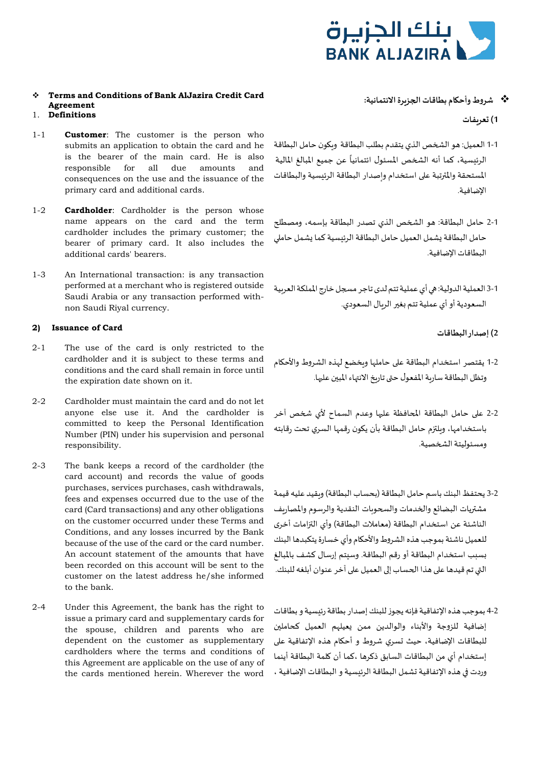- **Terms and Conditions of Bank AlJazira Credit Card Agreement**

1. **Definitions**

1-1 **Customer**: The customer is the person who submits an application to obtain the card and he is the bearer of the main card. He is also responsible for all due amounts and consequences on the use and the issuance of the primary card and additional cards.

1-2 **Cardholder**: Cardholder is the person whose name appears on the card and the term cardholder includes the primary customer; the bearer of primary card. It also includes the additional cards' bearers.

1-3 An International transaction: is any transaction performed at a merchant who is registered outside Saudi Arabia or any transaction performed with-non Saudi Riyal currency.

**2) Issuance of Card**

2-1 The use of the card is only restricted to the cardholder and it is subject to these terms and conditions and the card shall remain in force until the expiration date shown on it.

2-2 Cardholder must maintain the card and do not let anyone else use it. And the cardholder is committed to keep the Personal Identification Number (PIN) under his supervision and personal responsibility.

2-3 The bank keeps a record of the cardholder (the card account) and records the value of goods purchases, services purchases, cash withdrawals, fees and expenses occurred due to the use of the card (Card transactions) and any other obligations on the customer occurred under these Terms and Conditions, and any losses incurred by the Bank because of the use of the card or the card number. An account statement of the amounts that have been recorded on this account will be sent to the customer on the latest address he/she informed to the bank.

2-4 Under this Agreement, the bank has the right to issue a primary card and supplementary cards for the spouse, children and parents who are dependent on the customer as supplementary cardholders where the terms and conditions of this Agreement are applicable on the use of any of the cards mentioned herein. Wherever the word

- **شروط وأحكام بطاقات الجزيرة الائتمانية:**

**1) تعريفات**

1-1 العميل: هو الشخص الذي يتقدم بطلب البطاقة ويكون حامل البطاقة الرئيسية، كما أنه الشخص المسئول ائتمانياً عن جميع المبالغ المالية المستحقة والمترتبة على استخدام وإصدار البطاقة الرئيسية والبطاقات الإضافية.

2-1 حامل البطاقة: هو الشخص الذي تصدر البطاقة بإسمه، ومصطلح حامل البطاقة يشمل العميل حامل البطاقة الرئيسية كما يشمل حاملي البطاقات الإضافية.

3-1 العملية الدولية: هي أي عملية تتم لدى تاجر مسجل خارج المملكة العربية السعودية أو أي عملية تتم بغير الريال السعودي.

**2) إصدار البطاقات**

1-2 يقتصر استخدام البطاقة على حاملها ويخضع لهذه الشروط والأحكام وتظل البطاقة سارية المفعول حتى تاريخ الانتهاء المبين عليها.

2-2 على حامل البطاقة المحافظة عليها وعدم السماح لأي شخص آخر باستخدامها، ويلتزم حامل البطاقة بأن يكون رقمها السري تحت رقابته ومسئوليتة الشخصية.

3-2 يحتفظ البنك باسم حامل البطاقة (بحساب البطاقة) ويقيد عليه قيمة مشتريات البضائع والخدمات والسحوبات النقدية والرسوم والمصاريف الناشئة عن استخدام البطاقة (معاملات البطاقة) وأي التزامات أخرى للعميل ناشئة بموجب هذه الشروط والأحكام وأي خسارة يتكبدها البنك بسبب استخدام البطاقة أو رقم البطاقة. وسيتم إرسال كشف بالمبالغ التي تم قيدها على هذا الحساب إلى العميل على آخر عنوان أبلغه للبنك.

4-2 بموجب هذه الإتفاقية فإنه يجوز للبنك إصدار بطاقة رئيسية و بطاقات إضافية للزوجة والأبناء والوالدين ممن يعيلهم العميل كحاملين للبطاقات الإضافية، حيث تسري شروط و أحكام هذه الإتفاقية على إستخدام أي من البطاقات السابق ذكرها ،كما أن كلمة البطاقة أينما وردت في هذه الإتفاقية تشمل البطاقة الرئيسية و البطاقات الإضافية ،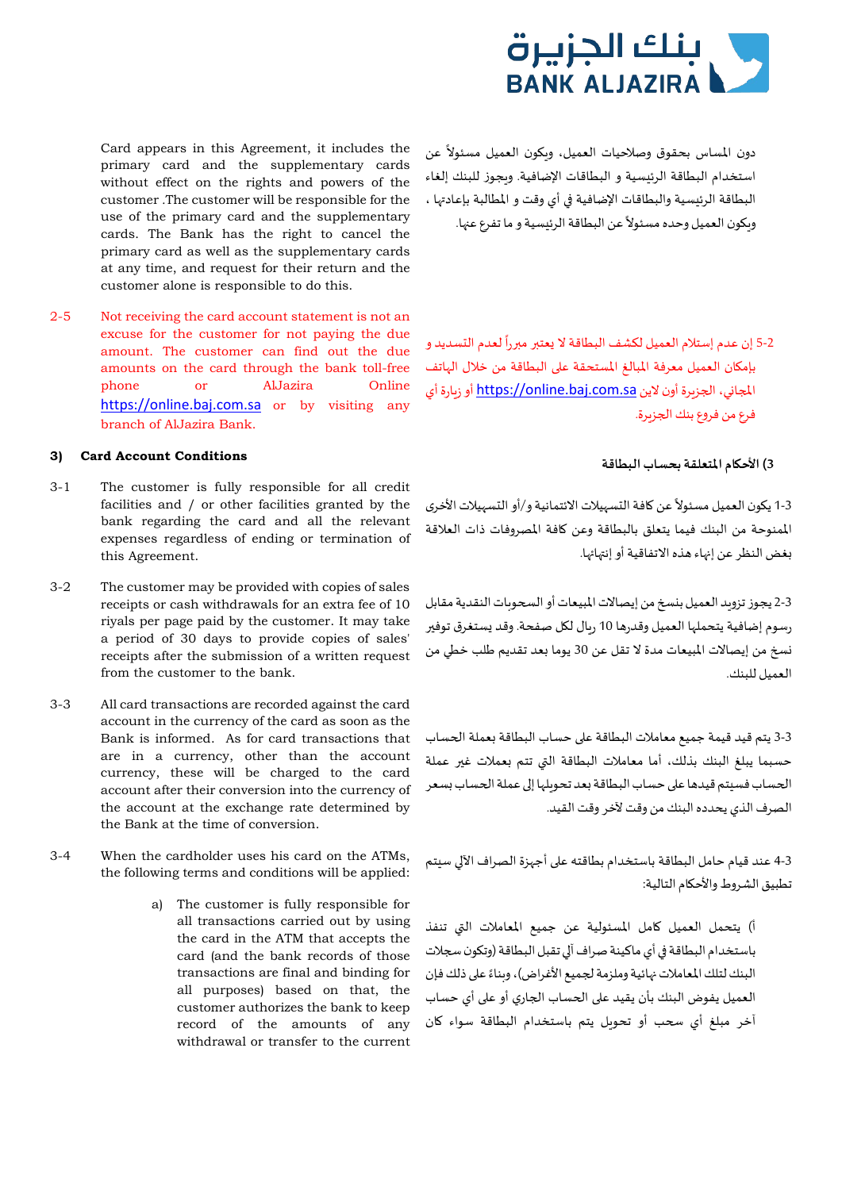Card appears in this Agreement, it includes the primary card and the supplementary cards without effect on the rights and powers of the customer .The customer will be responsible for the use of the primary card and the supplementary cards. The Bank has the right to cancel the primary card as well as the supplementary cards at any time, and request for their return and the customer alone is responsible to do this.

دون المساس بحقوق وصلاحيات العميل، ويكون العميل مسئولاً عن استخدام البطاقة الرئيسية و البطاقات الإضافية. ويجوز للبنك إلغاء البطاقة الرئيسية والبطاقات الإضافية في أي وقت و المطالبة بإعادتها ، ويكون العميل وحده مسئولاً عن البطاقة الرئيسية و ما تفرع عنها.

2-5 Not receiving the card account statement is not an excuse for the customer for not paying the due amount. The customer can find out the due amounts on the card through the bank toll-free phone or AlJazira Online https://online.baj.com.sa or by visiting any branch of AlJazira Bank.

2-5 إن عدم إستلام العميل لكشف البطاقة لا يعتبر مبرراً لعدم التسديد و بإمكان العميل معرفة المبالغ المستحقة على البطاقة من خلال الهاتف المجاني، الجزيرة أون لاين https://online.baj.com.sa أو زيارة أي فرع من فروع بنك الجزيرة.

### 3) Card Account Conditions

### 3) الأحكام المتعلقة بحساب البطاقة

3-1 The customer is fully responsible for all credit facilities and / or other facilities granted by the bank regarding the card and all the relevant expenses regardless of ending or termination of this Agreement.

3-1 يكون العميل مسئولاً عن كافة التسهيلات الائتمانية و/أو التسهيلات الأخرى الممنوحة من البنك فيما يتعلق بالبطاقة وعن كافة المصروفات ذات العلاقة بغض النظر عن إنهاء هذه الاتفاقية أو إنتهائها.

3-2 The customer may be provided with copies of sales receipts or cash withdrawals for an extra fee of 10 riyals per page paid by the customer. It may take a period of 30 days to provide copies of sales' receipts after the submission of a written request from the customer to the bank.

3-2 يجوز تزويد العميل بنسخ من إيصالات المبيعات أو السحوبات النقدية مقابل رسوم إضافية يتحملها العميل وقدرها 10 ريال لكل صفحة. وقد يستغرق توفير نسخ من إيصالات المبيعات مدة لا تقل عن 30 يوما بعد تقديم طلب خطي من العميل للبنك.

3-3 All card transactions are recorded against the card account in the currency of the card as soon as the Bank is informed. As for card transactions that are in a currency, other than the account currency, these will be charged to the card account after their conversion into the currency of the account at the exchange rate determined by the Bank at the time of conversion.

3-3 يتم قيد قيمة جميع معاملات البطاقة على حساب البطاقة بعملة الحساب حسبما يبلغ البنك بذلك، أما معاملات البطاقة التي تتم بعملات غير عملة الحساب فسيتم قيدها على حساب البطاقة بعد تحويلها إلى عملة الحساب بسعر الصرف الذي يحدده البنك من وقت لآخر وقت القيد.

3-4 When the cardholder uses his card on the ATMs, the following terms and conditions will be applied:

3-4 عند قيام حامل البطاقة باستخدام بطاقته على أجهزة الصراف الآلي سيتم تطبيق الشروط والأحكام التالية:

a) The customer is fully responsible for all transactions carried out by using the card in the ATM that accepts the card (and the bank records of those transactions are final and binding for all purposes) based on that, the customer authorizes the bank to keep record of the amounts of any withdrawal or transfer to the current

أ) يتحمل العميل كامل المسئولية عن جميع المعاملات التي تنفذ باستخدام البطاقة في أي ماكينة صراف آلي تقبل البطاقة (وتكون سجلات البنك لتلك المعاملات نهائية وملزمة لجميع الأغراض)، وبناء على ذلك فإن العميل يفوض البنك بأن يقيد على الحساب الجاري أو على أي حساب آخر مبلغ أي سحب أو تحويل يتم باستخدام البطاقة سواء كان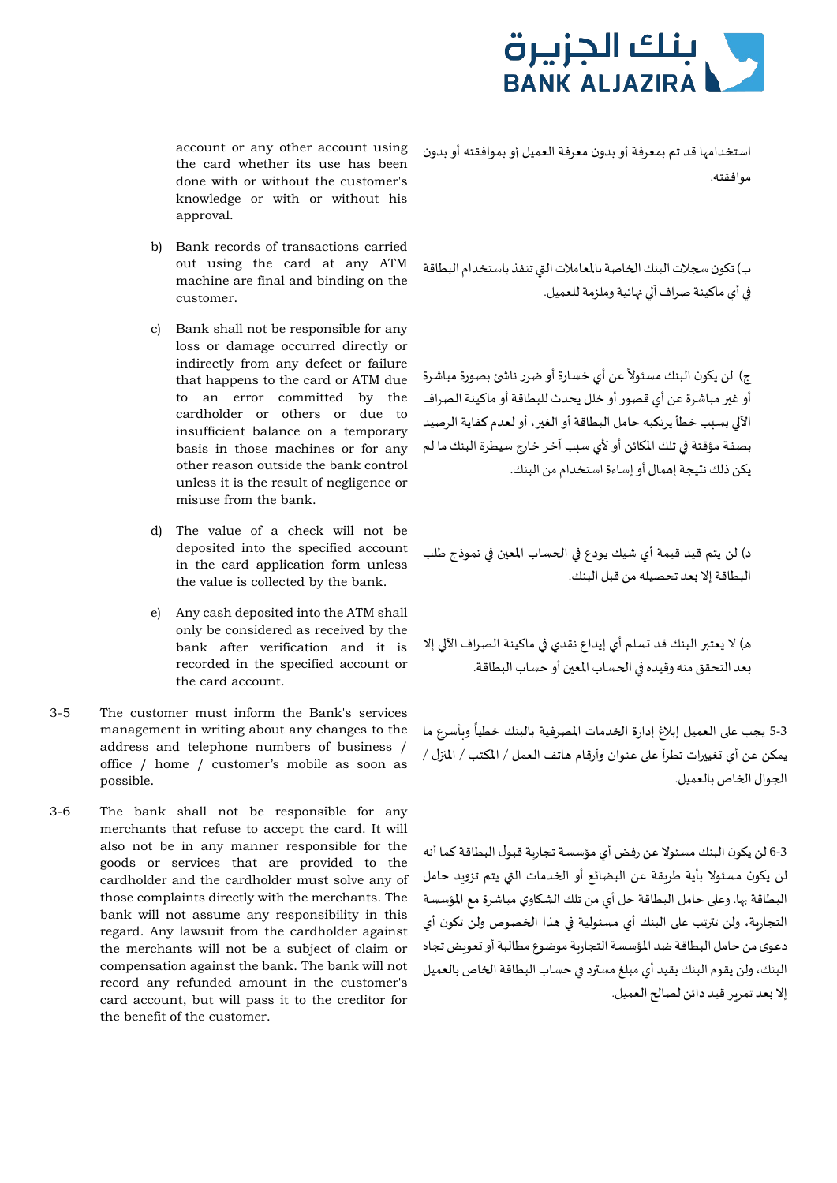account or any other account using the card whether its use has been done with or without the customer's knowledge or with or without his approval.

استخدامها قد تم بمعرفة أو بدون معرفة العميل أو بموافقته أو بدون موافقته.

b) Bank records of transactions carried out using the card at any ATM machine are final and binding on the customer.

ب) تكون سجلات البنك الخاصة بالمعاملات التي تنفذ باستخدام البطاقة في أي ماكينة صراف آلي نهائية وملزمة للعميل.

c) Bank shall not be responsible for any loss or damage occurred directly or indirectly from any defect or failure that happens to the card or ATM due to an error committed by the cardholder or others or due to insufficient balance on a temporary basis in those machines or for any other reason outside the bank control unless it is the result of negligence or misuse from the bank.

ج) لن يكون البنك مسئولاً عن أي خسارة أو ضرر ناشئ بصورة مباشرة أو غير مباشرة عن أي قصور أو خلل يحدث للبطاقة أو ماكينة الصراف الآلي بسبب خطأ يرتكبه حامل البطاقة أو الغير، أو لعدم كفاية الرصيد بصفة مؤقتة في تلك المكائن أو لأي سبب آخر خارج سيطرة البنك ما لم يكن ذلك نتيجة إهمال أو إساءة استخدام من البنك.

d) The value of a check will not be deposited into the specified account in the card application form unless the value is collected by the bank.

د) لن يتم قيد قيمة أي شيك يودع في الحساب المعين في نموذج طلب البطاقة إلا بعد تحصيله من قبل البنك.

e) Any cash deposited into the ATM shall only be considered as received by the bank after verification and it is recorded in the specified account or the card account.

هـ) لا يعتبر البنك قد تسلم أي إيداع نقدي في ماكينة الصراف الآلي إلا بعد التحقق منه وقيده في الحساب المعين أو حساب البطاقة.

3-5 The customer must inform the Bank's services management in writing about any changes to the address and telephone numbers of business / office / home / customer's mobile as soon as possible.

3-5 يجب على العميل إبلاغ إدارة الخدمات المصرفية بالبنك خطياً وبأسرع ما يمكن عن أي تغييرات تطرأ على عنوان وأرقام هاتف العمل / المكتب / المنزل / الجوال الخاص بالعميل.

3-6 The bank shall not be responsible for any merchants that refuse to accept the card. It will also not be in any manner responsible for the goods or services that are provided to the cardholder and the cardholder must solve any of those complaints directly with the merchants. The bank will not assume any responsibility in this regard. Any lawsuit from the cardholder against the merchants will not be a subject of claim or compensation against the bank. The bank will not record any refunded amount in the customer's card account, but will pass it to the creditor for the benefit of the customer.

3-6 لن يكون البنك مسئولا عن رفض أي مؤسسة تجارية قبول البطاقة كما أنه لن يكون مسئولا بأية طريقة عن البضائع أو الخدمات التي يتم تزويد حامل البطاقة بها. وعلى حامل البطاقة حل أي من تلك الشكاوي مباشرة مع المؤسسة التجارية، ولن تترتب على البنك أي مسئولية في هذا الخصوص ولن تكون أي دعوى من حامل البطاقة ضد المؤسسة التجارية موضوع مطالبة أو تعويض تجاه البنك، ولن يقوم البنك بقيد أي مبلغ مسترد في حساب البطاقة الخاص بالعميل إلا بعد تمرير قيد دائن لصالح العميل.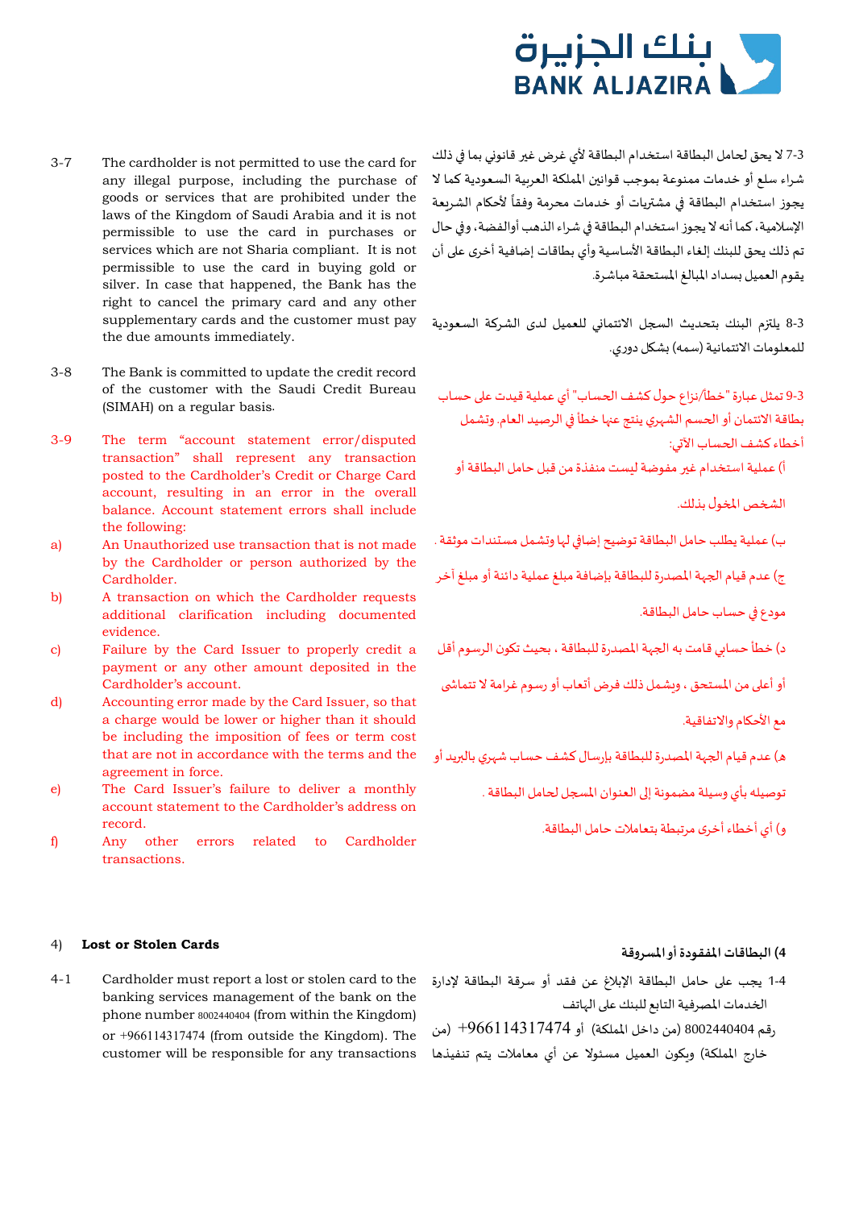3-7 The cardholder is not permitted to use the card for any illegal purpose, including the purchase of goods or services that are prohibited under the laws of the Kingdom of Saudi Arabia and it is not permissible to use the card in purchases or services which are not Sharia compliant. It is not permissible to use the card in buying gold or silver. In case that happened, the Bank has the right to cancel the primary card and any other supplementary cards and the customer must pay the due amounts immediately.

3-7 لا يحق لحامل البطاقة استخدام البطاقة لأي غرض غير قانوني بما في ذلك شراء سلع أو خدمات ممنوعة بموجب قوانين المملكة العربية السعودية كما لا يجوز استخدام البطاقة في مشتريات أو خدمات محرمة وفقاً لأحكام الشريعة الإسلامية، كما أنه لا يجوز استخدام البطاقة في شراء الذهب أوالفضة، وفي حال تم ذلك يحق للبنك إلغاء البطاقة الأساسية وأي بطاقات إضافية أخرى على أن يقوم العميل بسداد المبالغ المستحقة مباشرة.

3-8 The Bank is committed to update the credit record of the customer with the Saudi Credit Bureau (SIMAH) on a regular basis.

3-8 يلتزم البنك بتحديث السجل الائتماني للعميل لدى الشركة السعودية للمعلومات الائتمانية (سمه) بشكل دوري.

3-9 The term "account statement error/disputed transaction" shall represent any transaction posted to the Cardholder's Credit or Charge Card account, resulting in an error in the overall balance. Account statement errors shall include the following:

a) An Unauthorized use transaction that is not made by the Cardholder or person authorized by the Cardholder.
b) A transaction on which the Cardholder requests additional clarification including documented evidence.
c) Failure by the Card Issuer to properly credit a payment or any other amount deposited in the Cardholder's account.
d) Accounting error made by the Card Issuer, so that a charge would be lower or higher than it should be including the imposition of fees or term cost that are not in accordance with the terms and the agreement in force.
e) The Card Issuer's failure to deliver a monthly account statement to the Cardholder's address on record.
f) Any other errors related to Cardholder transactions.

3-9 تمثل عبارة "خطأ/نزاع حول كشف الحساب" أي عملية قيدت على حساب بطاقة الائتمان أو الحسم الشهري ينتج عنها خطأ في الرصيد العام. وتشمل أخطاء كشف الحساب الآتي:

أ) عملية استخدام غير مفوضة ليست منفذة من قبل حامل البطاقة أو الشخص المخول بذلك.

ب) عملية يطلب حامل البطاقة توضيح إضافي لها وتشمل مستندات موثقة .

ج) عدم قيام الجهة المصدرة للبطاقة بإضافة مبلغ عملية دائنة أو مبلغ آخر مودع في حساب حامل البطاقة.

د) خطأ حسابي قامت به الجهة المصدرة للبطاقة ، بحيث تكون الرسوم أقل أو أعلى من المستحق ، ويشمل ذلك فرض أتعاب أو رسوم غرامة لا تتماشى مع الأحكام والاتفاقية.

هـ) عدم قيام الجهة المصدرة للبطاقة بإرسال كشف حساب شهري بالبريد أو توصيله بأي وسيلة مضمونة إلى العنوان المسجل لحامل البطاقة .

و) أي أخطاء أخرى مرتبطة بتعاملات حامل البطاقة.

## 4) Lost or Stolen Cards

## 4) البطاقات المفقودة أو المسروقة

4-1 Cardholder must report a lost or stolen card to the banking services management of the bank on the phone number 8002440404 (from within the Kingdom) or +966114317474 (from outside the Kingdom). The customer will be responsible for any transactions

4-1 يجب على حامل البطاقة الإبلاغ عن فقد أو سرقة البطاقة لإدارة الخدمات المصرفية التابع للبنك على الهاتف رقم 8002440404 (من داخل المملكة) أو +966114317474 (من خارج المملكة) ويكون العميل مسئولا عن أي معاملات يتم تنفيذها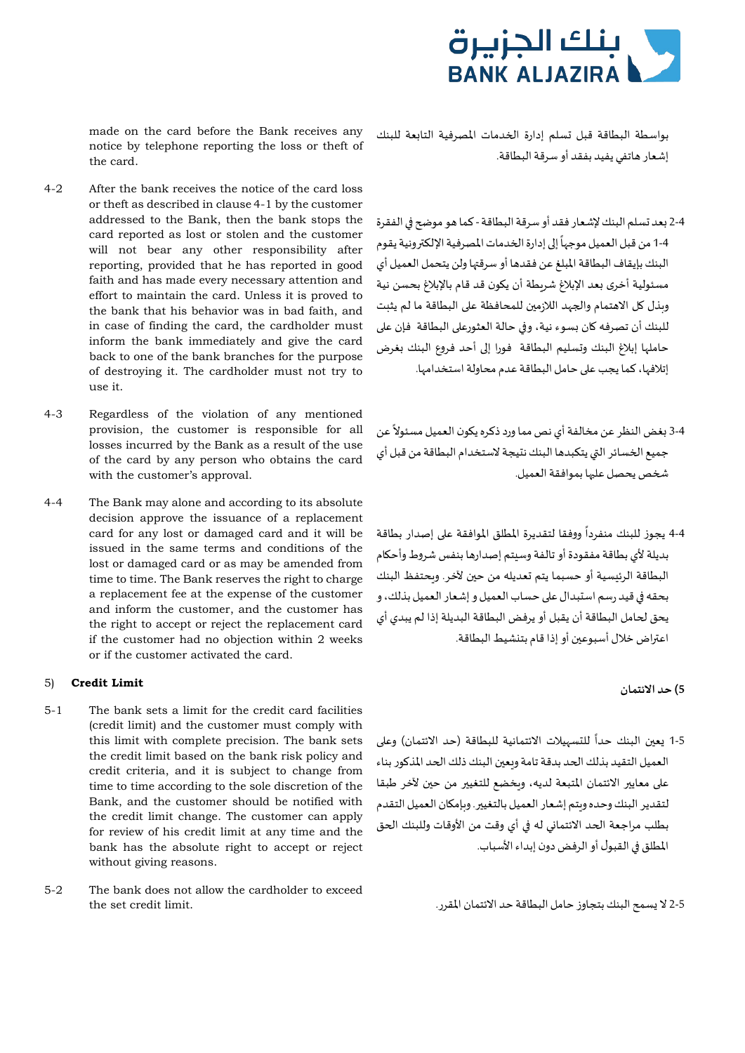made on the card before the Bank receives any notice by telephone reporting the loss or theft of the card.

بواسطة البطاقة قبل تسلم إدارة الخدمات المصرفية التابعة للبنك إشعار هاتفي يفيد بفقد أو سرقة البطاقة.

4-2 After the bank receives the notice of the card loss or theft as described in clause 4-1 by the customer addressed to the Bank, then the bank stops the card reported as lost or stolen and the customer will not bear any other responsibility after reporting, provided that he has reported in good faith and has made every necessary attention and effort to maintain the card. Unless it is proved to the bank that his behavior was in bad faith, and in case of finding the card, the cardholder must inform the bank immediately and give the card back to one of the bank branches for the purpose of destroying it. The cardholder must not try to use it.

2-4 بعد تسلم البنك لإشعار فقد أو سرقة البطاقة - كما هو موضح في الفقرة 4-1 من قبل العميل موجهاً إلى إدارة الخدمات المصرفية الإلكترونية يقوم البنك بإيقاف البطاقة المبلغ عن فقدها أو سرقتها ولن يتحمل العميل أي مسئولية أخرى بعد الإبلاغ شريطة أن يكون قد قام بالإبلاغ بحسن نية وبذل كل الاهتمام والجهد اللازمين للمحافظة على البطاقة ما لم يثبت للبنك أن تصرفه كان بسوء نية، وفي حالة العثورعلى البطاقة فإن على حاملها إبلاغ البنك وتسليم البطاقة فورا إلى أحد فروع البنك بغرض إتلافها، كما يجب على حامل البطاقة عدم محاولة استخدامها.

4-3 Regardless of the violation of any mentioned provision, the customer is responsible for all losses incurred by the Bank as a result of the use of the card by any person who obtains the card with the customer's approval.

3-4 بغض النظر عن مخالفة أي نص مما ورد ذكره يكون العميل مسئولاً عن جميع الخسائر التي يتكبدها البنك نتيجة لاستخدام البطاقة من قبل أي شخص يحصل عليها بموافقة العميل.

4-4 The Bank may alone and according to its absolute decision approve the issuance of a replacement card for any lost or damaged card and it will be issued in the same terms and conditions of the lost or damaged card or as may be amended from time to time. The Bank reserves the right to charge a replacement fee at the expense of the customer and inform the customer, and the customer has the right to accept or reject the replacement card if the customer had no objection within 2 weeks or if the customer activated the card.

4-4 يجوز للبنك منفرداً ووفقا لتقديرة المطلق الموافقة على إصدار بطاقة بديلة لأي بطاقة مفقودة أو تالفة وسيتم إصدارها بنفس شروط وأحكام البطاقة الرئيسية أو حسبما يتم تعديله من حين لآخر. ويحتفظ البنك بحقه في قيد رسم استبدال على حساب العميل و إشعار العميل بذلك، و يحق لحامل البطاقة أن يقبل أو يرفض البطاقة البديلة إذا لم يبدي أي اعتراض خلال أسبوعين أو إذا قام بتنشيط البطاقة.

## 5) Credit Limit

## 5) حد الائتمان

5-1 The bank sets a limit for the credit card facilities (credit limit) and the customer must comply with this limit with complete precision. The bank sets the credit limit based on the bank risk policy and credit criteria, and it is subject to change from time to time according to the sole discretion of the Bank, and the customer should be notified with the credit limit change. The customer can apply for review of his credit limit at any time and the bank has the absolute right to accept or reject without giving reasons.

5-1 يعين البنك حداً للتسهيلات الائتمانية للبطاقة (حد الائتمان) وعلى العميل التقيد بذلك الحد بدقة تامة ويعين البنك ذلك الحد المذكور بناء على معايير الائتمان المتبعة لديه، ويخضع للتغيير من حين لآخر طبقا لتقدير البنك وحده ويتم إشعار العميل بالتغيير. وبإمكان العميل التقدم بطلب مراجعة الحد الائتماني له في أي وقت من الأوقات وللبنك الحق المطلق في القبول أو الرفض دون إبداء الأسباب.

5-2 The bank does not allow the cardholder to exceed the set credit limit.

2-5 لا يسمح البنك بتجاوز حامل البطاقة حد الائتمان المقرر.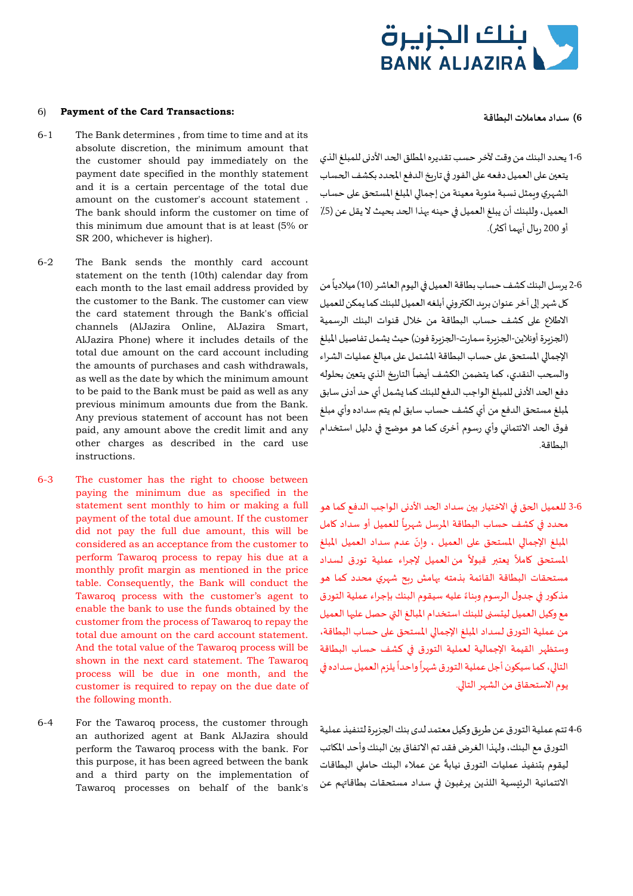6) **Payment of the Card Transactions:**

6-1 The Bank determines , from time to time and at its absolute discretion, the minimum amount that the customer should pay immediately on the payment date specified in the monthly statement and it is a certain percentage of the total due amount on the customer's account statement . The bank should inform the customer on time of this minimum due amount that is at least (5% or SR 200, whichever is higher).

6-2 The Bank sends the monthly card account statement on the tenth (10th) calendar day from each month to the last address provided by the customer to the Bank. The customer can view the card statement through the Bank's official channels (AlJazira Online, AlJazira Smart, AlJazira Phone) where it includes details of the total due amount on the card account including the amounts of purchases and cash withdrawals, as well as the date by which the minimum amount to be paid to the Bank must be paid as well as any previous minimum amounts due from the Bank. Any previous statement of account has not been paid, any amount above the credit limit and any other charges as described in the card use instructions.

6-3 The customer has the right to choose between paying the minimum due as specified in the statement sent monthly to him or making a full payment of the total due amount. If the customer did not pay the full due amount, this will be considered as an acceptance from the customer to perform Tawaroq process to repay his due at a monthly profit margin as mentioned in the price table. Consequently, the Bank will conduct the Tawaroq process with the customer's agent to enable the bank to use the funds obtained by the customer from the process of Tawaroq to repay the total due amount on the card account statement. And the total value of the Tawaroq process will be shown in the next card statement. The Tawaroq process will be due in one month, and the customer is required to repay on the due date of the following month.

6-4 For the Tawaroq process, the customer through an authorized agent at Bank AlJazira should perform the Tawaroq process with the bank. For this purpose, it has been agreed between the bank and a third party on the implementation of Tawaroq processes on behalf of the bank's

**6) سداد معاملات البطاقة**

1-6 يحدد البنك من وقت لآخر حسب تقديره المطلق الحد الأدنى للمبلغ الذي يتعين على العميل دفعه على الفور في تاريخ الدفع المحدد بكشف الحساب الشهري ويمثل نسبة مئوية معينة من إجمالي المبلغ المستحق على حساب العميل، وللبنك أن يبلغ العميل في حينه بهذا الحد بحيث لا يقل عن (5٪ أو 200 ريال أيهما أكثر).

2-6 يرسل البنك كشف حساب بطاقة العميل في اليوم العاشر (10) ميلادياً من كل شهر إلى آخر عنوان بريد الكتروني أبلغه العميل للبنك كما يمكن للعميل الاطلاع على كشف حساب البطاقة من خلال قنوات البنك الرسمية (الجزيرة أونلاين-الجزيرة سمارت-الجزيرة فون) حيث يشمل تفاصيل المبلغ الإجمالي المستحق على حساب البطاقة المشتمل على مبالغ عمليات الشراء والسحب النقدي، كما يتضمن الكشف أيضاً التاريخ الذي يتعين بحلوله دفع الحد الأدنى للمبلغ الواجب الدفع للبنك كما يشمل أي حد أدنى سابق لمبلغ مستحق الدفع من أي كشف حساب سابق لم يتم سداده وأي مبلغ فوق الحد الائتماني وأي رسوم أخرى كما هو موضح في دليل استخدام البطاقة.

3-6 للعميل الحق في الاختيار بين سداد الحد الأدنى الواجب الدفع كما هو محدد في كشف حساب البطاقة المرسل شهرياً للعميل أو سداد كامل المبلغ الإجمالي المستحق على العميل ، وإنّ عدم سداد العميل المبلغ المستحق كاملاً يعتبر قبولاً من العميل لإجراء عملية تورق لسداد مستحقات البطاقة القائمة بذمته بهامش ربح شهري محدد كما هو مذكور في جدول الرسوم وبناءً عليه سيقوم البنك بإجراء عملية التورق مع وكيل العميل ليتسنى للبنك استخدام المبالغ التي حصل عليها العميل من عملية التورق لسداد المبلغ الإجمالي المستحق على حساب البطاقة، وستظهر القيمة الإجمالية لعملية التورق في كشف حساب البطاقة التالي، كما سيكون أجل عملية التورق شهراً واحداً يلزم العميل سداده في يوم الاستحقاق من الشهر التالي.

4-6 تتم عملية التورق عن طريق وكيل معتمد لدى بنك الجزيرة لتنفيذ عملية التورق مع البنك، ولهذا الغرض فقد تم الاتفاق بين البنك وأحد المكاتب ليقوم بتنفيذ عمليات التورق نيابةً عن عملاء البنك حاملي البطاقات الائتمانية الرئيسية اللذين يرغبون في سداد مستحقات بطاقاتهم عن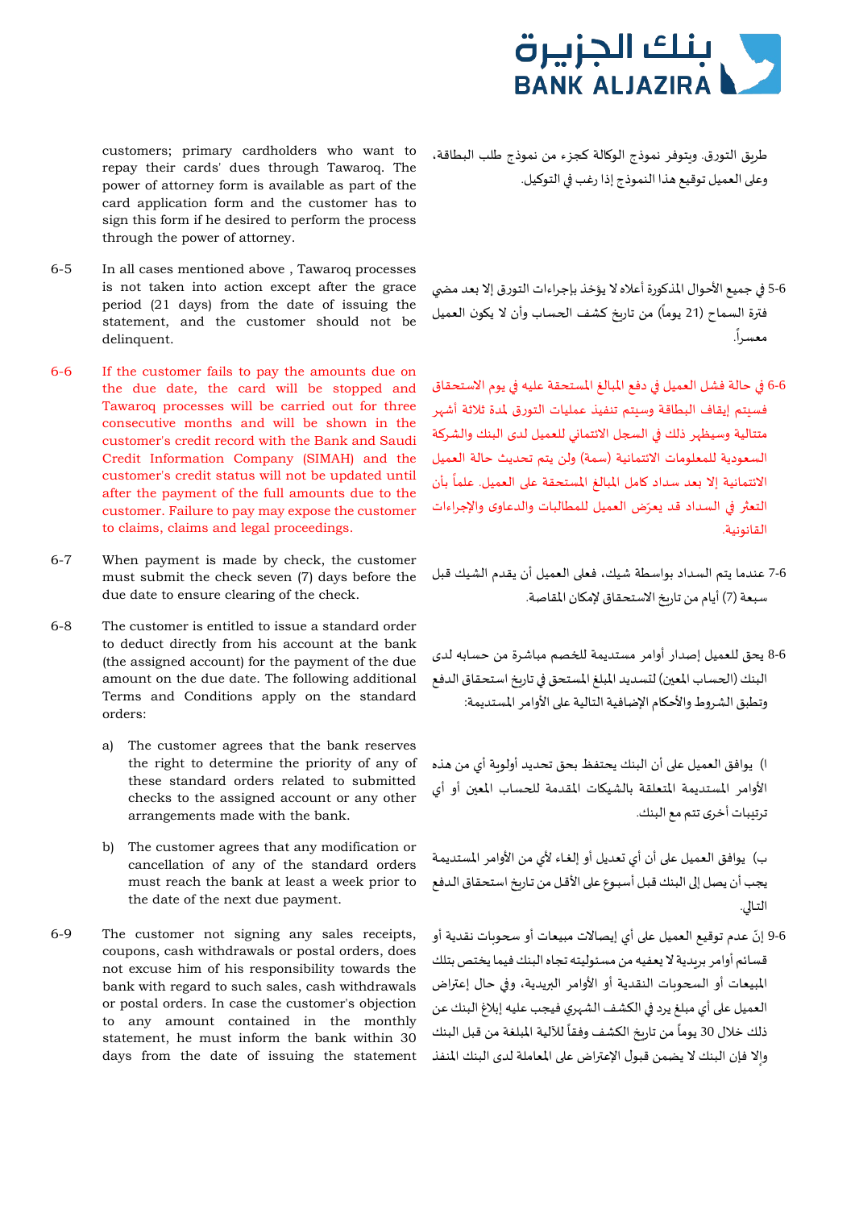customers; primary cardholders who want to repay their cards' dues through Tawaroq. The power of attorney form is available as part of the card application form and the customer has to sign this form if he desired to perform the process through the power of attorney.

طريق التورق. ويتوفر نموذج الوكالة كجزء من نموذج طلب البطاقة، وعلى العميل توقيع هذا النموذج إذا رغب في التوكيل.

6-5 In all cases mentioned above , Tawaroq processes is not taken into action except after the grace period (21 days) from the date of issuing the statement, and the customer should not be delinquent.

6-5 في جميع الأحوال المذكورة أعلاه لا يؤخذ بإجراءات التورق إلا بعد مضي فترة السماح (21 يوماً) من تاريخ كشف الحساب وأن لا يكون العميل معسراً.

6-6 If the customer fails to pay the amounts due on the due date, the card will be stopped and Tawaroq processes will be carried out for three consecutive months and will be shown in the customer's credit record with the Bank and Saudi Credit Information Company (SIMAH) and the customer's credit status will not be updated until after the payment of the full amounts due to the customer. Failure to pay may expose the customer to claims, claims and legal proceedings.

6-6 في حالة فشل العميل في دفع المبالغ المستحقة عليه في يوم الاستحقاق فسيتم إيقاف البطاقة وسيتم تنفيذ عمليات التورق لمدة ثلاثة أشهر متتالية وسيظهر ذلك في السجل الائتماني للعميل لدى البنك والشركة السعودية للمعلومات الائتمانية (سمة) ولن يتم تحديث حالة العميل الائتمانية إلا بعد سداد كامل المبالغ المستحقة على العميل. علماً بأن التعثر في السداد قد يعرّض العميل للمطالبات والدعاوى والإجراءات القانونية.

6-7 When payment is made by check, the customer must submit the check seven (7) days before the due date to ensure clearing of the check.

6-7 عندما يتم السداد بواسطة شيك، فعلى العميل أن يقدم الشيك قبل سبعة (7) أيام من تاريخ الاستحقاق لإمكان المقاصة.

6-8 The customer is entitled to issue a standard order to deduct directly from his account at the bank (the assigned account) for the payment of the due amount on the due date. The following additional Terms and Conditions apply on the standard orders:

6-8 يحق للعميل إصدار أوامر مستديمة للخصم مباشرة من حسابه لدى البنك (الحساب المعين) لتسديد المبلغ المستحق في تاريخ استحقاق الدفع وتطبق الشروط والأحكام الإضافية التالية على الأوامر المستديمة:

a) The customer agrees that the bank reserves the right to determine the priority of any of these standard orders related to submitted checks to the assigned account or any other arrangements made with the bank.

أ) يوافق العميل على أن البنك يحتفظ بحق تحديد أولوية أي من هذه الأوامر المستديمة المتعلقة بالشيكات المقدمة للحساب المعين أو أي ترتيبات أخرى تتم مع البنك.

b) The customer agrees that any modification or cancellation of any of the standard orders must reach the bank at least a week prior to the date of the next due payment.

ب) يوافق العميل على أن أي تعديل أو إلغاء لأي من الأوامر المستديمة يجب أن يصل إلى البنك قبل أسبوع على الأقل من تاريخ استحقاق الدفع التالي.

6-9 The customer not signing any sales receipts, coupons, cash withdrawals or postal orders, does not excuse him of his responsibility towards the bank with regard to such sales, cash withdrawals or postal orders. In case the customer's objection to any amount contained in the monthly statement, he must inform the bank within 30 days from the date of issuing the statement

6-9 إنّ عدم توقيع العميل على أي إيصالات مبيعات أو سحوبات نقدية أو قسائم أوامر بريدية لا يعفيه من مسئوليته تجاه البنك فيما يختص بتلك المبيعات أو السحوبات النقدية أو الأوامر البريدية، وفي حال إعتراض العميل على أي مبلغ يرد في الكشف الشهري فيجب عليه إبلاغ البنك عن ذلك خلال 30 يوماً من تاريخ الكشف وفقاً للآلية المبلغة من قبل البنك وإلا فإن البنك لا يضمن قبول الإعتراض على المعاملة لدى البنك المنفذ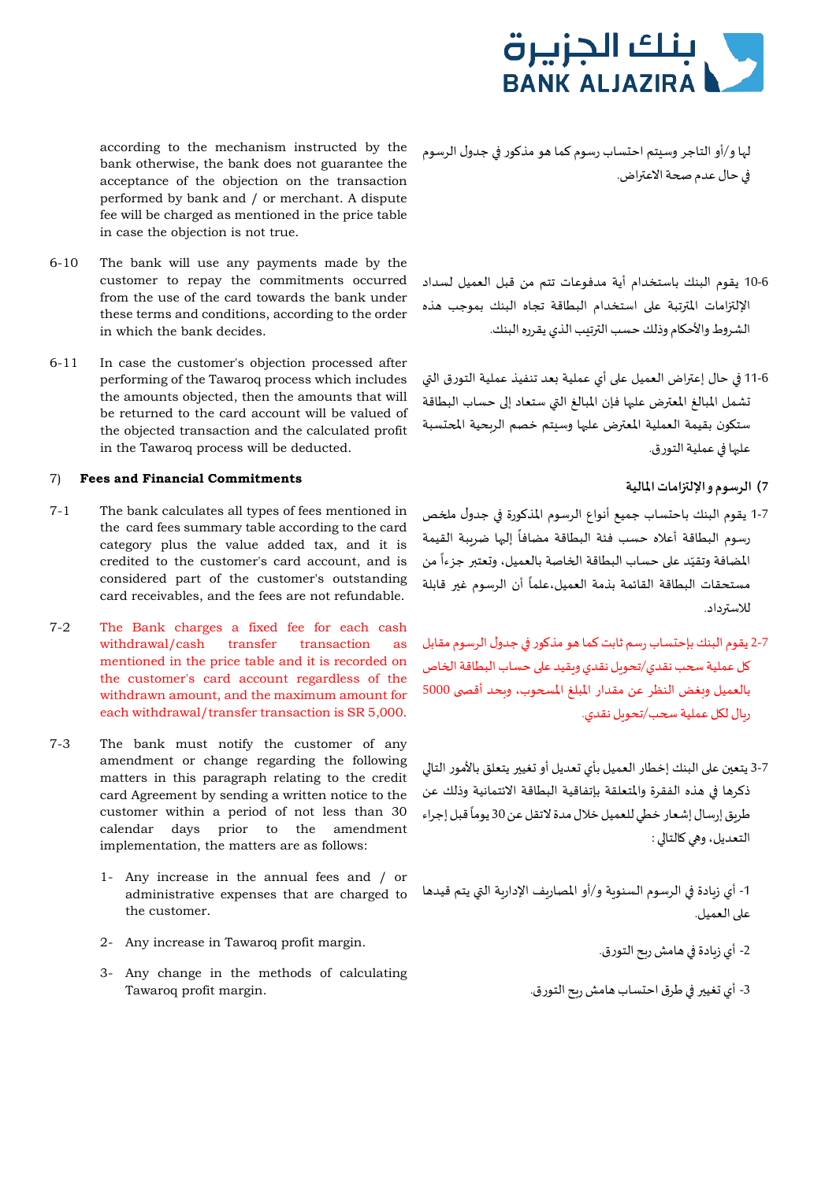according to the mechanism instructed by the bank otherwise, the bank does not guarantee the acceptance of the objection on the transaction performed by bank and / or merchant. A dispute fee will be charged as mentioned in the price table in case the objection is not true.

لها و/أو التاجر وسيتم احتساب رسوم كما هو مذكور في جدول الرسوم في حال عدم صحة الاعتراض.

6-10 The bank will use any payments made by the customer to repay the commitments occurred from the use of the card towards the bank under these terms and conditions, according to the order in which the bank decides.

6-10 يقوم البنك باستخدام أية مدفوعات تتم من قبل العميل لسداد الإلتزامات المترتبة على استخدام البطاقة تجاه البنك بموجب هذه الشروط والأحكام وذلك حسب الترتيب الذي يقرره البنك.

6-11 In case the customer's objection processed after performing of the Tawaroq process which includes the amounts objected, then the amounts that will be returned to the card account will be valued of the objected transaction and the calculated profit in the Tawaroq process will be deducted.

6-11 في حال إعتراض العميل على أي عملية بعد تنفيذ عملية التورق التي تشمل المبالغ المعترض عليها فإن المبالغ التي ستعاد إلى حساب البطاقة ستكون بقيمة العملية المعترض عليها وسيتم خصم الربحية المحتسبة عليها في عملية التورق.

## 7) Fees and Financial Commitments

## 7) الرسوم والإلتزامات المالية

7-1 The bank calculates all types of fees mentioned in the card fees summary table according to the card category plus the value added tax, and it is credited to the customer's card account, and is considered part of the customer's outstanding card receivables, and the fees are not refundable.

7-1 يقوم البنك باحتساب جميع أنواع الرسوم المذكورة في جدول ملخص رسوم البطاقة أعلاه حسب فئة البطاقة مضافاً إليها ضريبة القيمة المضافة وتقيّد على حساب البطاقة الخاصة بالعميل، وتعتبر جزءاً من مستحقات البطاقة القائمة بذمة العميل،علماً أن الرسوم غير قابلة للاسترداد.

7-2 The Bank charges a fixed fee for each cash withdrawal/cash transfer transaction as mentioned in the price table and it is recorded on the customer's card account regardless of the withdrawn amount, and the maximum amount for each withdrawal/transfer transaction is SR 5,000.

7-2 يقوم البنك بإحتساب رسم ثابت كما هو مذكور في جدول الرسوم مقابل كل عملية سحب نقدي/تحويل نقدي ويقيد على حساب البطاقة الخاص بالعميل وبغض النظر عن مقدار المبلغ المسحوب، وبحد أقصى 5000 ريال لكل عملية سحب/تحويل نقدي.

7-3 The bank must notify the customer of any amendment or change regarding the following matters in this paragraph relating to the credit card Agreement by sending a written notice to the customer within a period of not less than 30 calendar days prior to the amendment implementation, the matters are as follows:

7-3 يتعين على البنك إخطار العميل بأي تعديل أو تغيير يتعلق بالأمور التالي ذكرها في هذه الفقرة والمتعلقة بإتفاقية البطاقة الائتمانية وذلك عن طريق إرسال إشعار خطي للعميل خلال مدة لاتقل عن 30 يوماً قبل إجراء التعديل، وهي كالتالي :

1- Any increase in the annual fees and / or administrative expenses that are charged to the customer.

1- أي زيادة في الرسوم السنوية و/أو المصاريف الإدارية التي يتم قيدها على العميل.

2- Any increase in Tawaroq profit margin.

2- أي زيادة في هامش ربح التورق.

3- Any change in the methods of calculating Tawaroq profit margin.

3- أي تغيير في طرق احتساب هامش ربح التورق.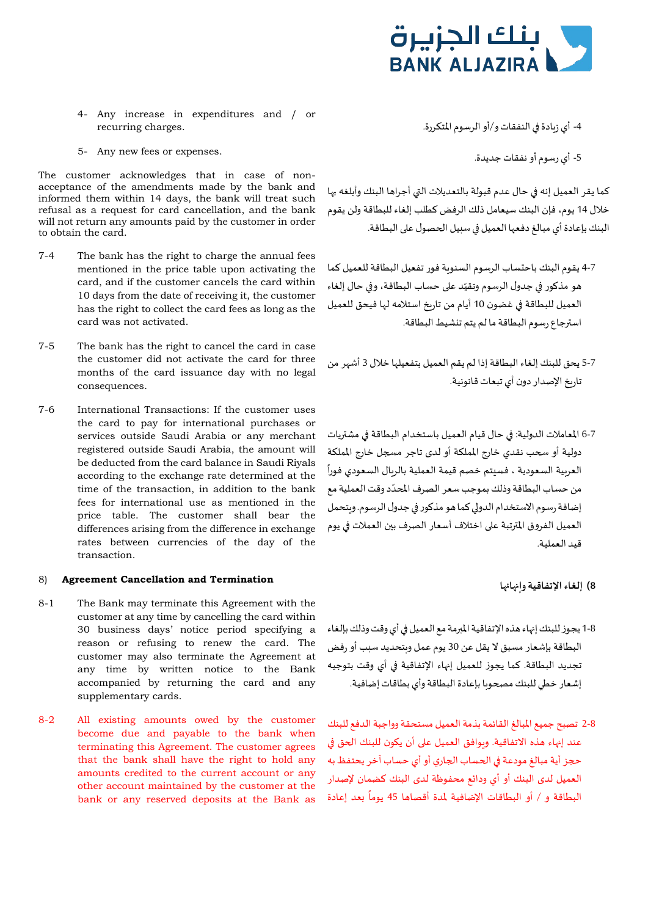4- Any increase in expenditures and / or recurring charges.

5- Any new fees or expenses.

The customer acknowledges that in case of non-acceptance of the amendments made by the bank and informed them within 14 days, the bank will treat such refusal as a request for card cancellation, and the bank will not return any amounts paid by the customer in order to obtain the card.

7-4 The bank has the right to charge the annual fees mentioned in the price table upon activating the card, and if the customer cancels the card within 10 days from the date of receiving it, the customer has the right to collect the card fees as long as the card was not activated.

7-5 The bank has the right to cancel the card in case the customer did not activate the card for three months of the card issuance day with no legal consequences.

7-6 International Transactions: If the customer uses the card to pay for international purchases or services outside Saudi Arabia or any merchant registered outside Saudi Arabia, the amount will be deducted from the card balance in Saudi Riyals according to the exchange rate determined at the time of the transaction, in addition to the bank fees for international use as mentioned in the price table. The customer shall bear the differences arising from the difference in exchange rates between currencies of the day of the transaction.

4- أي زيادة في النفقات و/أو الرسوم المتكررة.

5- أي رسوم أو نفقات جديدة.

كما يقر العميل إنه في حال عدم قبولة بالتعديلات التي أجراها البنك وأبلغه بها خلال 14 يوم، فإن البنك سيعامل ذلك الرفض كطلب إلغاء للبطاقة ولن يقوم البنك بإعادة أي مبالغ دفعها العميل في سبيل الحصول على البطاقة.

4-7 يقوم البنك باحتساب الرسوم السنوية فور تفعيل البطاقة للعميل كما هو مذكور في جدول الرسوم وتقيّد على حساب البطاقة، وفي حال إلغاء العميل للبطاقة في غضون 10 أيام من تاريخ استلامه لها فيحق للعميل استرجاع رسوم البطاقة ما لم يتم تنشيط البطاقة.

5-7 يحق للبنك إلغاء البطاقة إذا لم يقم العميل بتفعيلها خلال 3 أشهر من تاريخ الإصدار دون أي تبعات قانونية.

6-7 المعاملات الدولية: في حال قيام العميل باستخدام البطاقة في مشتريات دولية أو سحب نقدي خارج المملكة أو لدى تاجر مسجل خارج المملكة العربية السعودية ، فسيتم خصم قيمة العملية بالريال السعودي فوراً من حساب البطاقة وذلك بموجب سعر الصرف المحدّد وقت العملية مع إضافة رسوم الاستخدام الدولي كما هو مذكور في جدول الرسوم. ويتحمل العميل الفروق المترتبة على اختلاف أسعار الصرف بين العملات في يوم قيد العملية.

## 8) Agreement Cancellation and Termination

8-1 The Bank may terminate this Agreement with the customer at any time by cancelling the card within 30 business days' notice period specifying a reason or refusing to renew the card. The customer may also terminate the Agreement at any time by written notice to the Bank accompanied by returning the card and any supplementary cards.

8-2 All existing amounts owed by the customer become due and payable to the bank when terminating this Agreement. The customer agrees that the bank shall have the right to hold any amounts credited to the current account or any other account maintained by the customer at the bank or any reserved deposits at the Bank as

## 8) إلغاء الإتفاقية وإنهائها

1-8 يجوز للبنك إنهاء هذه الإتفاقية المبرمة مع العميل في أي وقت وذلك بإلغاء البطاقة بإشعار مسبق لا يقل عن 30 يوم عمل وبتحديد سبب أو رفض تجديد البطاقة. كما يجوز للعميل إنهاء الإتفاقية في أي وقت بتوجيه إشعار خطي للبنك مصحوبا بإعادة البطاقة وأي بطاقات إضافية.

2-8 تصبح جميع المبالغ القائمة بذمة العميل مستحقة وواجبة الدفع للبنك عند إنهاء هذه الاتفاقية. ويوافق العميل على أن يكون للبنك الحق في حجز أية مبالغ مودعة في الحساب الجاري أو أي حساب آخر يحتفظ به العميل لدى البنك أو أي ودائع محفوظة لدى البنك كضمان لإصدار البطاقة و / أو البطاقات الإضافية لمدة أقصاها 45 يوماً بعد إعادة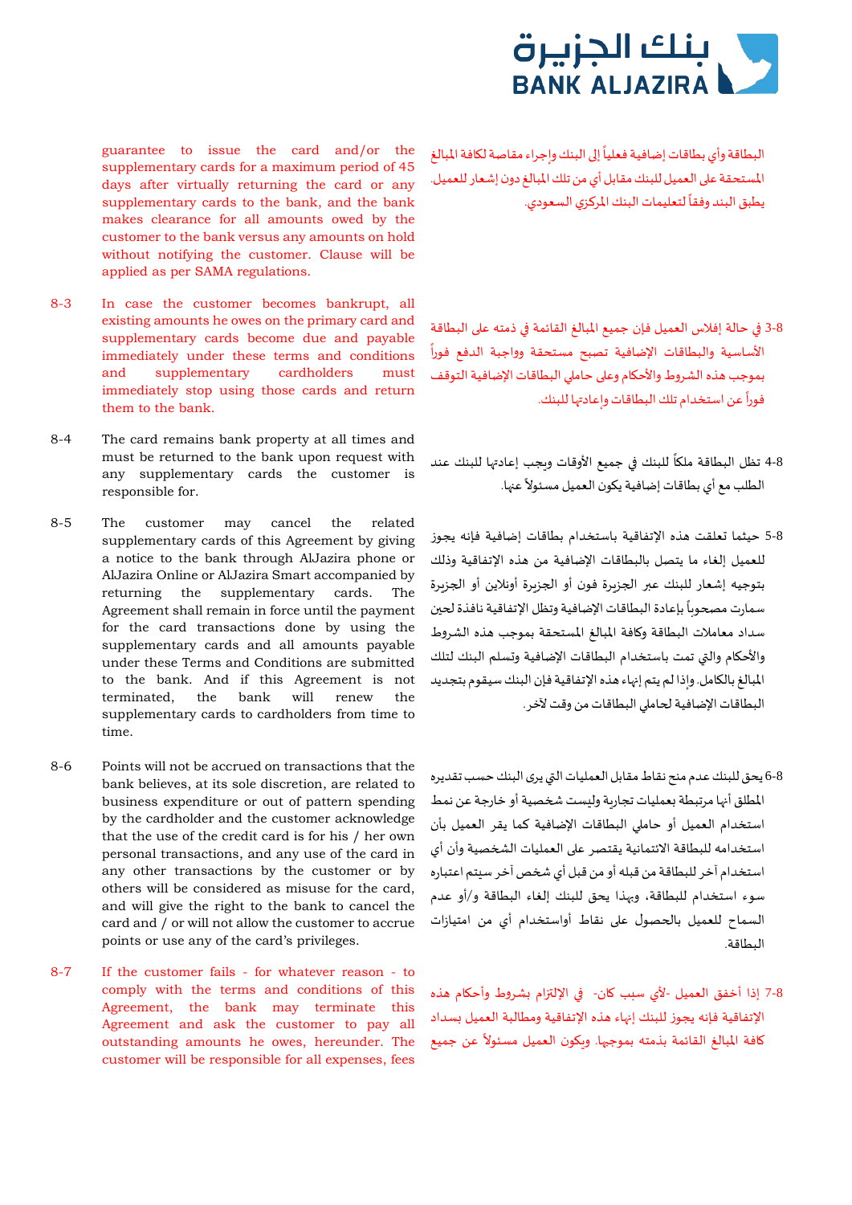guarantee to issue the card and/or the supplementary cards for a maximum period of 45 days after virtually returning the card or any supplementary cards to the bank, and the bank makes clearance for all amounts owed by the customer to the bank versus any amounts on hold without notifying the customer. Clause will be applied as per SAMA regulations.

البطاقة وأي بطاقات إضافية فعلياً إلى البنك وإجراء مقاصة لكافة المبالغ المستحقة على العميل للبنك مقابل أي من تلك المبالغ دون إشعار للعميل. يطبق البند وفقاً لتعليمات البنك المركزي السعودي.

8-3 In case the customer becomes bankrupt, all existing amounts he owes on the primary card and supplementary cards become due and payable immediately under these terms and conditions and supplementary cardholders must immediately stop using those cards and return them to the bank.

8-3 في حالة إفلاس العميل فإن جميع المبالغ القائمة في ذمته على البطاقة الأساسية والبطاقات الإضافية تصبح مستحقة وواجبة الدفع فوراً بموجب هذه الشروط والأحكام وعلى حاملي البطاقات الإضافية التوقف فوراً عن استخدام تلك البطاقات وإعادتها للبنك.

8-4 The card remains bank property at all times and must be returned to the bank upon request with any supplementary cards the customer is responsible for.

8-4 تظل البطاقة ملكاً للبنك في جميع الأوقات ويجب إعادتها للبنك عند الطلب مع أي بطاقات إضافية يكون العميل مسئولاً عنها.

8-5 The customer may cancel the related supplementary cards of this Agreement by giving a notice to the bank through AlJazira phone or AlJazira Online or AlJazira Smart accompanied by returning the supplementary cards. The Agreement shall remain in force until the payment for the card transactions done by using the supplementary cards and all amounts payable under these Terms and Conditions are submitted to the bank. And if this Agreement is not terminated, the bank will renew the supplementary cards to cardholders from time to time.

8-5 حيثما تعلقت هذه الإتفاقية باستخدام بطاقات إضافية فإنه يجوز للعميل إلغاء ما يتصل بالبطاقات الإضافية من هذه الإتفاقية وذلك بتوجيه إشعار للبنك عبر الجزيرة فون أو الجزيرة أونلاين أو الجزيرة سمارت مصحوباً بإعادة البطاقات الإضافية وتظل الإتفاقية نافذة لحين سداد معاملات البطاقة وكافة المبالغ المستحقة بموجب هذه الشروط والأحكام والتي تمت باستخدام البطاقات الإضافية وتسلم البنك لتلك المبالغ بالكامل. وإذا لم يتم إنهاء هذه الإتفاقية فإن البنك سيقوم بتجديد البطاقات الإضافية لحاملي البطاقات من وقت لآخر.

8-6 Points will not be accrued on transactions that the bank believes, at its sole discretion, are related to business expenditure or out of pattern spending by the cardholder and the customer acknowledge that the use of the credit card is for his / her own personal transactions, and any use of the card in any other transactions by the customer or by others will be considered as misuse for the card, and will give the right to the bank to cancel the card and / or will not allow the customer to accrue points or use any of the card's privileges.

8-6 يحق للبنك عدم منح نقاط مقابل العمليات التي يرى البنك حسب تقديره المطلق أنها مرتبطة بعمليات تجارية وليست شخصية أو خارجة عن نمط استخدام العميل أو حاملي البطاقات الإضافية كما يقر العميل بأن استخدامه للبطاقة الائتمانية يقتصر على العمليات الشخصية وأن أي استخدام آخر للبطاقة من قبله أو من قبل أي شخص آخر سيتم اعتباره سوء استخدام للبطاقة، وبهذا يحق للبنك إلغاء البطاقة و/أو عدم السماح للعميل بالحصول على نقاط أواستخدام أي من امتيازات البطاقة.

8-7 If the customer fails - for whatever reason - to comply with the terms and conditions of this Agreement, the bank may terminate this Agreement and ask the customer to pay all outstanding amounts he owes, hereunder. The customer will be responsible for all expenses, fees

8-7 إذا أخفق العميل -لأي سبب كان- في الإلتزام بشروط وأحكام هذه الإتفاقية فإنه يجوز للبنك إنهاء هذه الإتفاقية ومطالبة العميل بسداد كافة المبالغ القائمة بذمته بموجبها. ويكون العميل مسئولاً عن جميع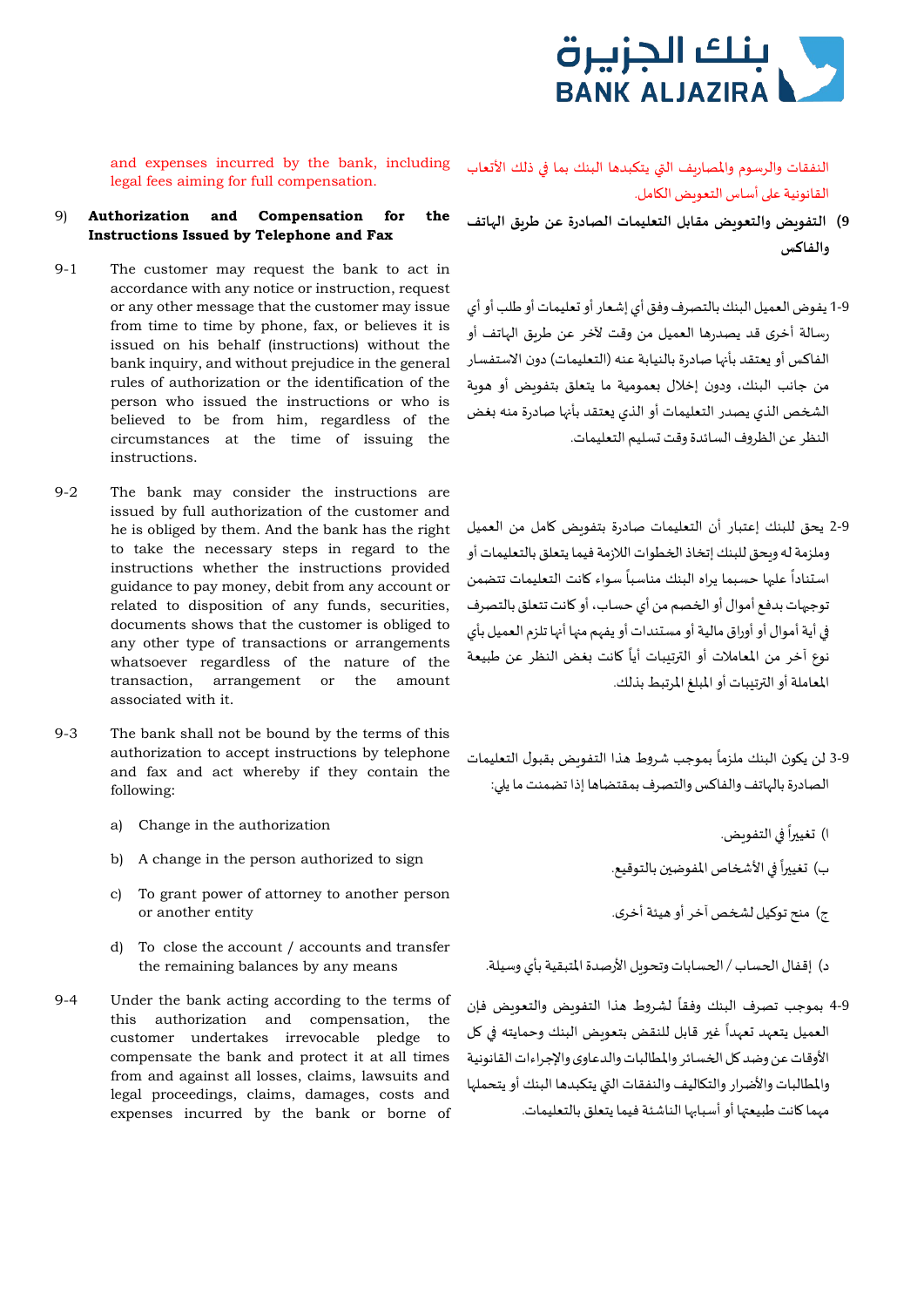and expenses incurred by the bank, including legal fees aiming for full compensation.

النفقات والرسوم والمصاريف التي يتكبدها البنك بما في ذلك الأتعاب القانونية على أساس التعويض الكامل.

## 9) Authorization and Compensation for the Instructions Issued by Telephone and Fax

## 9) التفويض والتعويض مقابل التعليمات الصادرة عن طريق الهاتف والفاكس

9-1 The customer may request the bank to act in accordance with any notice or instruction, request or any other message that the customer may issue from time to time by phone, fax, or believes it is issued on his behalf (instructions) without the bank inquiry, and without prejudice in the general rules of authorization or the identification of the person who issued the instructions or who is believed to be from him, regardless of the circumstances at the time of issuing the instructions.

9-1 يفوض العميل البنك بالتصرف وفق أي إشعار أو تعليمات أو طلب أو أي رسالة أخرى قد يصدرها العميل من وقت لآخر عن طريق الهاتف أو الفاكس أو يعتقد بأنها صادرة بالنيابة عنه (التعليمات) دون الاستفسار من جانب البنك، ودون إخلال بعمومية ما يتعلق بتفويض أو هوية الشخص الذي يصدر التعليمات أو الذي يعتقد بأنها صادرة منه بغض النظر عن الظروف السائدة وقت تسليم التعليمات.

9-2 The bank may consider the instructions are issued by full authorization of the customer and he is obliged by them. And the bank has the right to take the necessary steps in regard to the instructions whether the instructions provided guidance to pay money, debit from any account or related to disposition of any funds, securities, documents shows that the customer is obliged to any other type of transactions or arrangements whatsoever regardless of the nature of the transaction, arrangement or the amount associated with it.

9-2 يحق للبنك إعتبار أن التعليمات صادرة بتفويض كامل من العميل وملزمة له ويحق للبنك إتخاذ الخطوات اللازمة فيما يتعلق بالتعليمات أو استناداً عليها حسبما يراه البنك مناسباً سواء كانت التعليمات تتضمن توجيهات بدفع أموال أو الخصم من أي حساب، أو كانت تتعلق بالتصرف في أية أموال أو أوراق مالية أو مستندات أو يفهم منها أنها تلزم العميل بأي نوع آخر من المعاملات أو الترتيبات أياً كانت بغض النظر عن طبيعة المعاملة أو الترتيبات أو المبلغ المرتبط بذلك.

9-3 The bank shall not be bound by the terms of this authorization to accept instructions by telephone and fax and act whereby if they contain the following:

a) Change in the authorization

b) A change in the person authorized to sign

c) To grant power of attorney to another person or another entity

d) To close the account / accounts and transfer the remaining balances by any means

9-3 لن يكون البنك ملزماً بموجب شروط هذا التفويض بقبول التعليمات الصادرة بالهاتف والفاكس والتصرف بمقتضاها إذا تضمنت ما يلي:

ا) تغييراً في التفويض.

ب) تغييراً في الأشخاص المفوضين بالتوقيع.

ج) منح توكيل لشخص آخر أو هيئة أخرى.

د) إقفال الحساب / الحسابات وتحويل الأرصدة المتبقية بأي وسيلة.

9-4 Under the bank acting according to the terms of this authorization and compensation, the customer undertakes irrevocable pledge to compensate the bank and protect it at all times from and against all losses, claims, lawsuits and legal proceedings, claims, damages, costs and expenses incurred by the bank or borne of

9-4 بموجب تصرف البنك وفقاً لشروط هذا التفويض والتعويض فإن العميل يتعهد تعهداً غير قابل للنقض بتعويض البنك وحمايته في كل الأوقات عن وضد كل الخسائر والمطالبات والدعاوى والإجراءات القانونية والمطالبات والأضرار والتكاليف والنفقات التي يتكبدها البنك أو يتحملها مهما كانت طبيعتها أو أسبابها الناشئة فيما يتعلق بالتعليمات.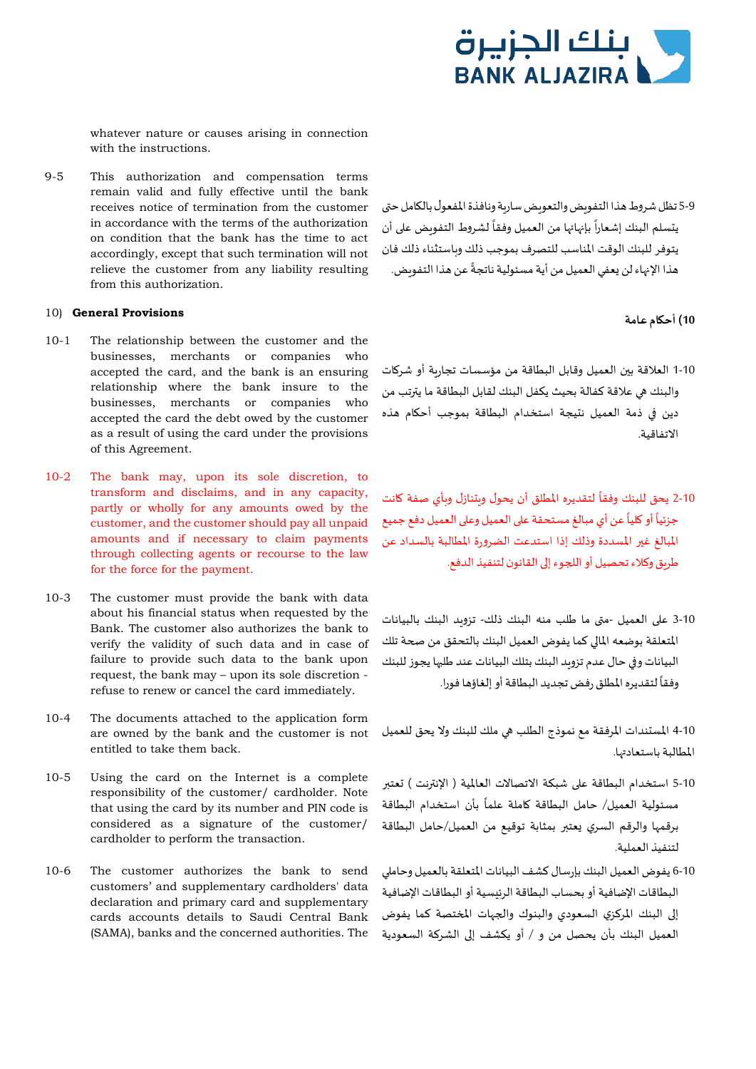whatever nature or causes arising in connection with the instructions.

9-5 This authorization and compensation terms remain valid and fully effective until the bank receives notice of termination from the customer in accordance with the terms of the authorization on condition that the bank has the time to act accordingly, except that such termination will not relieve the customer from any liability resulting from this authorization.

5-9 تظل شروط هذا التفويض والتعويض سارية ونافذة المفعول بالكامل حتى يتسلم البنك إشعاراً بإنهائها من العميل وفقاً لشروط التفويض على أن يتوفر للبنك الوقت المناسب للتصرف بموجب ذلك وباستثناء ذلك فان هذا الإنهاء لن يعفي العميل من أية مسئولية ناتجةً عن هذا التفويض.

## 10) General Provisions

## 10) أحكام عامة

10-1 The relationship between the customer and the businesses, merchants or companies who accepted the card, and the bank is an ensuring relationship where the bank insure to the businesses, merchants or companies who accepted the card the debt owed by the customer as a result of using the card under the provisions of this Agreement.

10-1 العلاقة بين العميل وقابل البطاقة من مؤسسات تجارية أو شركات والبنك هي علاقة كفالة بحيث يكفل البنك لقابل البطاقة ما يترتب من دين في ذمة العميل نتيجة استخدام البطاقة بموجب أحكام هذه الاتفاقية.

10-2 The bank may, upon its sole discretion, to transform and disclaims, and in any capacity, partly or wholly for any amounts owed by the customer, and the customer should pay all unpaid amounts and if necessary to claim payments through collecting agents or recourse to the law for the force for the payment.

10-2 يحق للبنك وفقاً لتقديره المطلق أن يحول ويتنازل وبأي صفة كانت جزئياً أو كلياً عن أي مبالغ مستحقة على العميل وعلى العميل دفع جميع المبالغ غير المسددة وذلك إذا استدعت الضرورة المطالبة بالسداد عن طريق وكلاء تحصيل أو اللجوء إلى القانون لتنفيذ الدفع.

10-3 The customer must provide the bank with data about his financial status when requested by the Bank. The customer also authorizes the bank to verify the validity of such data and in case of failure to provide such data to the bank upon request, the bank may – upon its sole discretion - refuse to renew or cancel the card immediately.

10-3 على العميل -متى ما طلب منه البنك ذلك- تزويد البنك بالبيانات المتعلقة بوضعه المالي كما يفوض العميل البنك بالتحقق من صحة تلك البيانات وفي حال عدم تزويد البنك بتلك البيانات عند طلبها يجوز للبنك وفقاً لتقديره المطلق رفض تجديد البطاقة أو إلغاؤها فورا.

10-4 The documents attached to the application form are owned by the bank and the customer is not entitled to take them back.

10-4 المستندات المرفقة مع نموذج الطلب هي ملك للبنك ولا يحق للعميل المطالبة باستعادتها.

10-5 Using the card on the Internet is a complete responsibility of the customer/ cardholder. Note that using the card by its number and PIN code is considered as a signature of the customer/ cardholder to perform the transaction.

10-5 استخدام البطاقة على شبكة الاتصالات العالمية ( الإنترنت ) تعتبر مسئولية العميل/ حامل البطاقة كاملة علماً بأن استخدام البطاقة برقمها والرقم السري يعتبر بمثابة توقيع من العميل/حامل البطاقة لتنفيذ العملية.

10-6 The customer authorizes the bank to send customers' and supplementary cardholders' data declaration and primary card and supplementary cards accounts details to Saudi Central Bank (SAMA), banks and the concerned authorities. The

10-6 يفوض العميل البنك بإرسال كشف البيانات المتعلقة بالعميل وحاملي البطاقات الإضافية أو بحساب البطاقة الرئيسية أو البطاقات الإضافية إلى البنك المركزي السعودي والبنوك والجهات المختصة كما يفوض العميل البنك بأن يحصل من و / أو يكشف إلى الشركة السعودية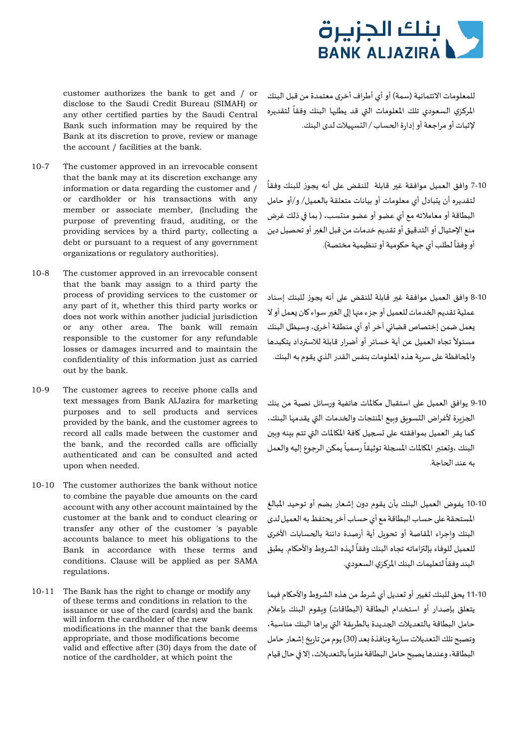customer authorizes the bank to get and / or disclose to the Saudi Credit Bureau (SIMAH) or any other certified parties by the Saudi Central Bank such information may be required by the Bank at its discretion to prove, review or manage the account / facilities at the bank.

للمعلومات الائتمانية (سمة) أو أي أطراف أخرى معتمدة من قبل البنك المركزي السعودي تلك المعلومات التي قد يطلبها البنك وفقاً لتقديره لإثبات أو مراجعة أو إدارة الحساب / التسهيلات لدى البنك.

10-7 The customer approved in an irrevocable consent that the bank may at its discretion exchange any information or data regarding the customer and / or cardholder or his transactions with any member or associate member, (Including the purpose of preventing fraud, auditing, or the providing services by a third party, collecting a debt or pursuant to a request of any government organizations or regulatory authorities).

7-10 وافق العميل موافقة غير قابلة للنقض على أنه يجوز للبنك وفقاً لتقديره أن يتبادل أي معلومات أو بيانات متعلقة بالعميل/ و/أو حامل البطاقة أو معاملاته مع أي عضو أو عضو منتسب، ( بما في ذلك غرض منع الإحتيال أو التدقيق أو تقديم خدمات من قبل الغير أو تحصيل دين أو وفقاً لطلب أي جهة حكومية أو تنظيمية مختصة).

10-8 The customer approved in an irrevocable consent that the bank may assign to a third party the process of providing services to the customer or any part of it, whether this third party works or does not work within another judicial jurisdiction or any other area. The bank will remain responsible to the customer for any refundable losses or damages incurred and to maintain the confidentiality of this information just as carried out by the bank.

8-10 وافق العميل موافقة غير قابلة للنقض على أنه يجوز للبنك إسناد عملية تقديم الخدمات للعميل أو جزء منها إلى الغير سواء كان يعمل أو لا يعمل ضمن إختصاص قضائي آخر أو أي منطقة أخرى، وسيظل البنك مسئولاً تجاه العميل عن أية خسائر أو أضرار قابلة للاسترداد يتكبدها والمحافظة على سرية هذه المعلومات بنفس القدر الذي يقوم به البنك.

10-9 The customer agrees to receive phone calls and text messages from Bank AlJazira for marketing purposes and to sell products and services provided by the bank, and the customer agrees to record all calls made between the customer and the bank, and the recorded calls are officially authenticated and can be consulted and acted upon when needed.

9-10 يوافق العميل على استقبال مكالمات هاتفية ورسائل نصية من بنك الجزيرة لأغراض التسويق وبيع المنتجات والخدمات التي يقدمها البنك، كما يقر العميل بموافقته على تسجيل كافة المكالمات التي تتم بينه وبين البنك ،وتعتبر المكالمات المسجلة توثيقاً رسمياً يمكن الرجوع إليه والعمل به عند الحاجة.

10-10 The customer authorizes the bank without notice to combine the payable due amounts on the card account with any other account maintained by the customer at the bank and to conduct clearing or transfer any other of the customer 's payable accounts balance to meet his obligations to the Bank in accordance with these terms and conditions. Clause will be applied as per SAMA regulations.

10-10 يفوض العميل البنك بأن يقوم دون إشعار بضم أو توحيد المبالغ المستحقة على حساب البطاقة مع أي حساب آخر يحتفظ به العميل لدى البنك وإجراء المقاصة أو تحويل أية أرصدة دائنة بالحسابات الأخرى للعميل للوفاء بإلتزاماته تجاه البنك وفقاً لهذه الشروط والأحكام. يطبق البند وفقاً لتعليمات البنك المركزي السعودي.

10-11 The Bank has the right to change or modify any of these terms and conditions in relation to the issuance or use of the card (cards) and the bank will inform the cardholder of the new modifications in the manner that the bank deems appropriate, and those modifications become valid and effective after (30) days from the date of notice of the cardholder, at which point the

11-10 يحق للبنك تغيير أو تعديل أي شرط من هذه الشروط والأحكام فيما يتعلق بإصدار أو استخدام البطاقة (البطاقات) ويقوم البنك بإعلام حامل البطاقة بالتعديلات الجديدة بالطريقة التي يراها البنك مناسبة، وتصبح تلك التعديلات سارية ونافذة بعد (30) يوم من تاريخ إشعار حامل البطاقة، وعندها يصبح حامل البطاقة ملزماً بالتعديلات، إلا في حال قيام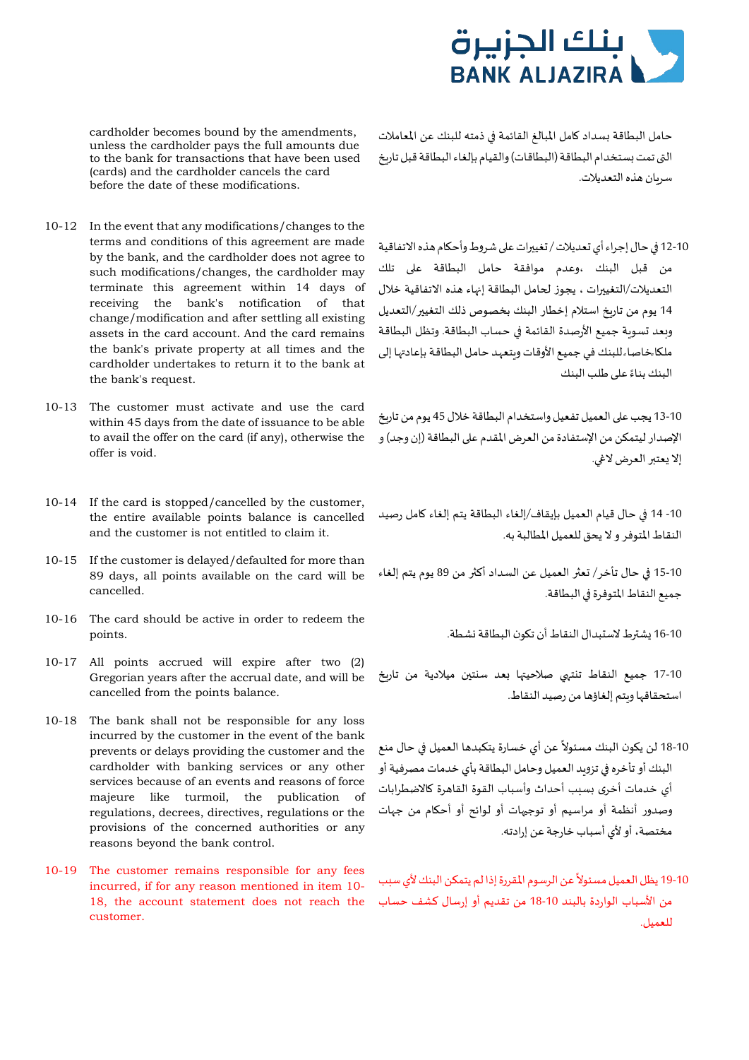cardholder becomes bound by the amendments, unless the cardholder pays the full amounts due to the bank for transactions that have been used (cards) and the cardholder cancels the card before the date of these modifications.

حامل البطاقة بسداد كامل المبالغ القائمة في ذمته للبنك عن المعاملات التى تمت بستخدام البطاقة (البطاقات) والقيام بإلغاء البطاقة قبل تاريخ سريان هذه التعديلات.

10-12 In the event that any modifications/changes to the terms and conditions of this agreement are made by the bank, and the cardholder does not agree to such modifications/changes, the cardholder may terminate this agreement within 14 days of receiving the bank's notification of that change/modification and after settling all existing assets in the card account. And the card remains the bank's private property at all times and the cardholder undertakes to return it to the bank at the bank's request.

12-10 في حال إجراء أي تعديلات / تغييرات على شروط وأحكام هذه الاتفاقية من قبل البنك ،وعدم موافقة حامل البطاقة على تلك التعديلات/التغييرات ، يجوز لحامل البطاقة إنهاء هذه الاتفاقية خلال 14 يوم من تاريخ استلام إخطار البنك بخصوص ذلك التغيير/التعديل وبعد تسوية جميع الأرصدة القائمة في حساب البطاقة. وتظل البطاقة ملكاخاصاًللبنك في جميع الأوقات ويتعهد حامل البطاقة بإعادتها إلى البنك بناءً على طلب البنك

10-13 The customer must activate and use the card within 45 days from the date of issuance to be able to avail the offer on the card (if any), otherwise the offer is void.

13-10 يجب على العميل تفعيل واستخدام البطاقة خلال 45 يوم من تاريخ الإصدار ليتمكن من الإستفادة من العرض المقدم على البطاقة (إن وجد) و إلا يعتبر العرض لاغي.

10-14 If the card is stopped/cancelled by the customer, the entire available points balance is cancelled and the customer is not entitled to claim it.

10- 14 في حال قيام العميل بإيقاف/إلغاء البطاقة يتم إلغاء كامل رصيد النقاط المتوفر و لا يحق للعميل المطالبة به.

10-15 If the customer is delayed/defaulted for more than 89 days, all points available on the card will be cancelled.

15-10 في حال تأخر/ تعثر العميل عن السداد أكثر من 89 يوم يتم إلغاء جميع النقاط المتوفرة في البطاقة.

10-16 The card should be active in order to redeem the points.

16-10 يشترط لاستبدال النقاط أن تكون البطاقة نشطة.

10-17 All points accrued will expire after two (2) Gregorian years after the accrual date, and will be cancelled from the points balance.

17-10 جميع النقاط تنتهي صلاحيتها بعد سنتين ميلادية من تاريخ استحقاقها ويتم إلغاؤها من رصيد النقاط.

10-18 The bank shall not be responsible for any loss incurred by the customer in the event of the bank prevents or delays providing the customer and the cardholder with banking services or any other services because of an events and reasons of force majeure like turmoil, the publication of regulations, decrees, directives, regulations or the provisions of the concerned authorities or any reasons beyond the bank control.

18-10 لن يكون البنك مسئولاً عن أي خسارة يتكبدها العميل في حال منع البنك أو تأخره في تزويد العميل وحامل البطاقة بأي خدمات مصرفية أو أي خدمات أخرى بسبب أحداث وأسباب القوة القاهرة كالاضطرابات وصدور أنظمة أو مراسيم أو توجهات أو لوائح أو أحكام من جهات مختصة، أو لأي أسباب خارجة عن إرادته.

10-19 The customer remains responsible for any fees incurred, if for any reason mentioned in item 10-18, the account statement does not reach the customer.

19-10 يظل العميل مسئولاً عن الرسوم المقررة إذا لم يتمكن البنك لأي سبب من الأسباب الواردة بالبند 10-18 من تقديم أو إرسال كشف حساب للعميل.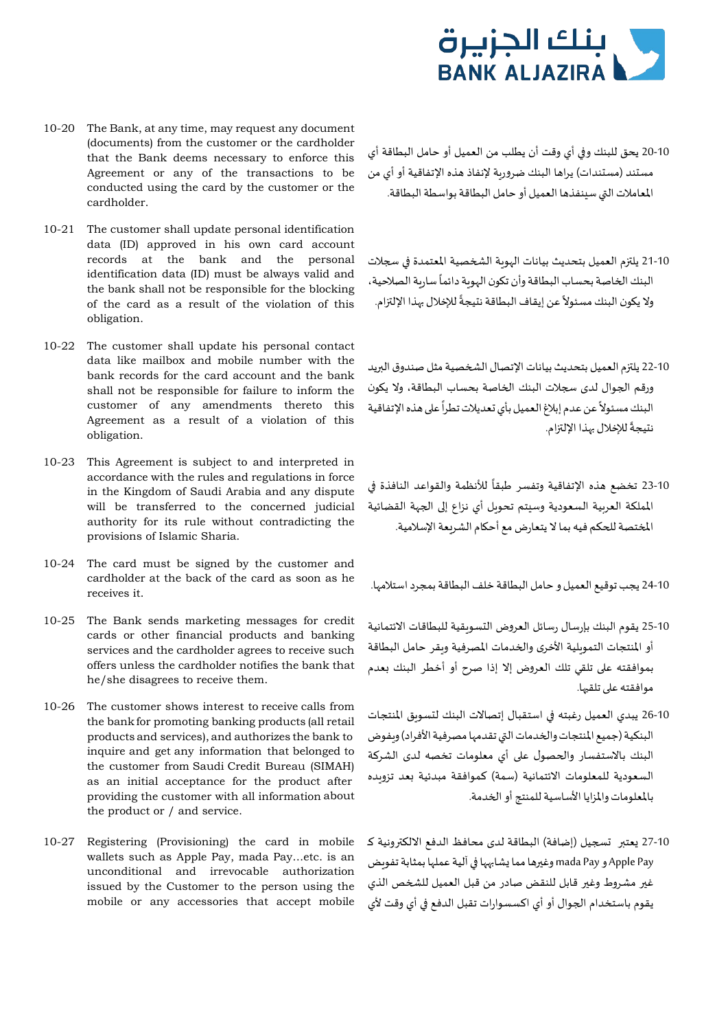10-20 The Bank, at any time, may request any document (documents) from the customer or the cardholder that the Bank deems necessary to enforce this Agreement or any of the transactions to be conducted using the card by the customer or the cardholder.

20-10 يحق للبنك وفي أي وقت أن يطلب من العميل أو حامل البطاقة أي مستند (مستندات) يراها البنك ضرورية لإنفاذ هذه الإتفاقية أو أي من المعاملات التي سينفذها العميل أو حامل البطاقة بواسطة البطاقة.

10-21 The customer shall update personal identification data (ID) approved in his own card account records at the bank and the personal identification data (ID) must be always valid and the bank shall not be responsible for the blocking of the card as a result of the violation of this obligation.

21-10 يلتزم العميل بتحديث بيانات الهوية الشخصية المعتمدة في سجلات البنك الخاصة بحساب البطاقة وأن تكون الهوية دائماً سارية الصلاحية، ولا يكون البنك مسئولاً عن إيقاف البطاقة نتيجةً للإخلال بهذا الإلتزام.

10-22 The customer shall update his personal contact data like mailbox and mobile number with the bank records for the card account and the bank shall not be responsible for failure to inform the customer of any amendments thereto this Agreement as a result of a violation of this obligation.

22-10 يلتزم العميل بتحديث بيانات الإتصال الشخصية مثل صندوق البريد ورقم الجوال لدى سجلات البنك الخاصة بحساب البطاقة، ولا يكون البنك مسئولاً عن عدم إبلاغ العميل بأي تعديلات تطرأ على هذه الإتفاقية نتيجةً للإخلال بهذا الإلتزام.

10-23 This Agreement is subject to and interpreted in accordance with the rules and regulations in force in the Kingdom of Saudi Arabia and any dispute will be transferred to the concerned judicial authority for its rule without contradicting the provisions of Islamic Sharia.

23-10 تخضع هذه الإتفاقية وتفسر طبقاً للأنظمة والقواعد النافذة في المملكة العربية السعودية وسيتم تحويل أي نزاع إلى الجهة القضائية المختصة للحكم فيه بما لا يتعارض مع أحكام الشريعة الإسلامية.

10-24 The card must be signed by the customer and cardholder at the back of the card as soon as he receives it.

24-10 يجب توقيع العميل و حامل البطاقة خلف البطاقة بمجرد استلامها.

10-25 The Bank sends marketing messages for credit cards or other financial products and banking services and the cardholder agrees to receive such offers unless the cardholder notifies the bank that he/she disagrees to receive them.

25-10 يقوم البنك بإرسال رسائل العروض التسويقية للبطاقات الائتمانية أو المنتجات التمويلية الأخرى والخدمات المصرفية ويقر حامل البطاقة بموافقته على تلقي تلك العروض إلا إذا صرح أو أخطر البنك بعدم موافقته على تلقيها.

10-26 The customer shows interest to receive calls from the bank for promoting banking products (all retail products and services), and authorizes the bank to inquire and get any information that belonged to the customer from Saudi Credit Bureau (SIMAH) as an initial acceptance for the product after providing the customer with all information about the product or / and service.

26-10 يبدي العميل رغبته في استقبال إتصالات البنك لتسويق المنتجات البنكية (جميع المنتجات والخدمات التي تقدمها مصرفية الأفراد) ويفوض البنك بالاستفسار والحصول على أي معلومات تخصه لدى الشركة السعودية للمعلومات الائتمانية (سمة) كموافقة مبدئية بعد تزويده بالمعلومات والمزايا الأساسية للمنتج أو الخدمة.

10-27 Registering (Provisioning) the card in mobile wallets such as Apple Pay, mada Pay...etc. is an unconditional and irrevocable authorization issued by the Customer to the person using the mobile or any accessories that accept mobile

27-10 يعتبر تسجيل (إضافة) البطاقة لدى محافظ الدفع الالكترونية كـ Apple Pay و mada Pay وغيرها مما يشابهها في آلية عملها بمثابة تفويض غير مشروط وغير قابل للنقض صادر من قبل العميل للشخص الذي يقوم باستخدام الجوال أو أي اكسسوارات تقبل الدفع في أي وقت لأي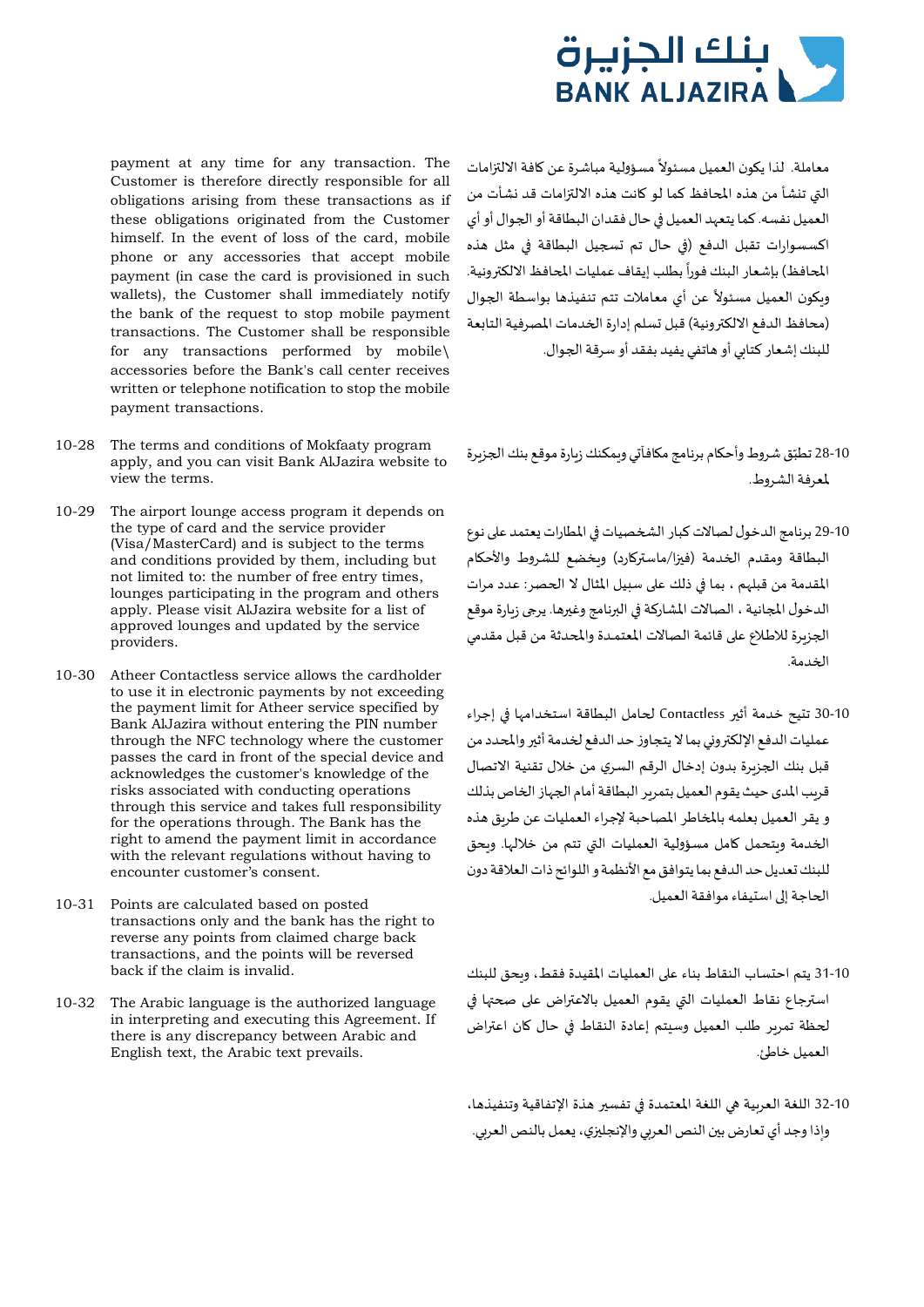payment at any time for any transaction. The Customer is therefore directly responsible for all obligations arising from these transactions as if these obligations originated from the Customer himself. In the event of loss of the card, mobile phone or any accessories that accept mobile payment (in case the card is provisioned in such wallets), the Customer shall immediately notify the bank of the request to stop mobile payment transactions. The Customer shall be responsible for any transactions performed by mobile\ accessories before the Bank's call center receives written or telephone notification to stop the mobile payment transactions.

معاملة. لذا يكون العميل مسئولاً مسؤولية مباشرة عن كافة الالتزامات التي تنشأ من هذه المحافظ كما لو كانت هذه الالتزامات قد نشأت من العميل نفسه. كما يتعهد العميل في حال فقدان البطاقة أو الجوال أو أي اكسسوارات تقبل الدفع (في حال تم تسجيل البطاقة في مثل هذه المحافظ) بإشعار البنك فوراً بطلب إيقاف عمليات المحافظ الالكترونية. ويكون العميل مسئولاً عن أي معاملات تتم تنفيذها بواسطة الجوال (محافظ الدفع الالكترونية) قبل تسلم إدارة الخدمات المصرفية التابعة للبنك إشعار كتابي أو هاتفي يفيد بفقد أو سرقة الجوال.

10-28 The terms and conditions of Mokfaaty program apply, and you can visit Bank AlJazira website to view the terms.

28-10 تطبّق شروط وأحكام برنامج مكافآتي ويمكنك زيارة موقع بنك الجزيرة لمعرفة الشروط.

10-29 The airport lounge access program it depends on the type of card and the service provider (Visa/MasterCard) and is subject to the terms and conditions provided by them, including but not limited to: the number of free entry times, lounges participating in the program and others apply. Please visit AlJazira website for a list of approved lounges and updated by the service providers.

29-10 برنامج الدخول لصالات كبار الشخصيات في المطارات يعتمد على نوع البطاقة ومقدم الخدمة (فيزا/ماستركارد) ويخضع للشروط والأحكام المقدمة من قبلهم ، بما في ذلك على سبيل المثال لا الحصر: عدد مرات الدخول المجانية ، الصالات المشاركة في البرنامج وغيرها. يرجى زيارة موقع الجزيرة للاطلاع على قائمة الصالات المعتمدة والمحدثة من قبل مقدمي الخدمة.

10-30 Atheer Contactless service allows the cardholder to use it in electronic payments by not exceeding the payment limit for Atheer service specified by Bank AlJazira without entering the PIN number through the NFC technology where the customer passes the card in front of the special device and acknowledges the customer's knowledge of the risks associated with conducting operations through this service and takes full responsibility for the operations through. The Bank has the right to amend the payment limit in accordance with the relevant regulations without having to encounter customer's consent.

30-10 تتيح خدمة أثير Contactless لحامل البطاقة استخدامها في إجراء عمليات الدفع الإلكتروني بما لا يتجاوز حد الدفع لخدمة أثير والمحدد من قبل بنك الجزيرة بدون إدخال الرقم السري من خلال تقنية الاتصال قريب المدى حيث يقوم العميل بتمرير البطاقة أمام الجهاز الخاص بذلك و يقر العميل بعلمه بالمخاطر المصاحبة لإجراء العمليات عن طريق هذه الخدمة ويتحمل كامل مسؤولية العمليات التي تتم من خلالها. ويحق للبنك تعديل حد الدفع بما يتوافق مع الأنظمة و اللوائح ذات العلاقة دون الحاجة إلى استيفاء موافقة العميل.

10-31 Points are calculated based on posted transactions only and the bank has the right to reverse any points from claimed charge back transactions, and the points will be reversed back if the claim is invalid.

31-10 يتم احتساب النقاط بناء على العمليات المقيدة فقط، ويحق للبنك استرجاع نقاط العمليات التي يقوم العميل بالاعتراض على صحتها في لحظة تمرير طلب العميل وسيتم إعادة النقاط في حال كان اعتراض العميل خاطئ.

10-32 The Arabic language is the authorized language in interpreting and executing this Agreement. If there is any discrepancy between Arabic and English text, the Arabic text prevails.

32-10 اللغة العربية هي اللغة المعتمدة في تفسير هذة الإتفاقية وتنفيذها، وإذا وجد أي تعارض بين النص العربي والإنجليزي، يعمل بالنص العربي.